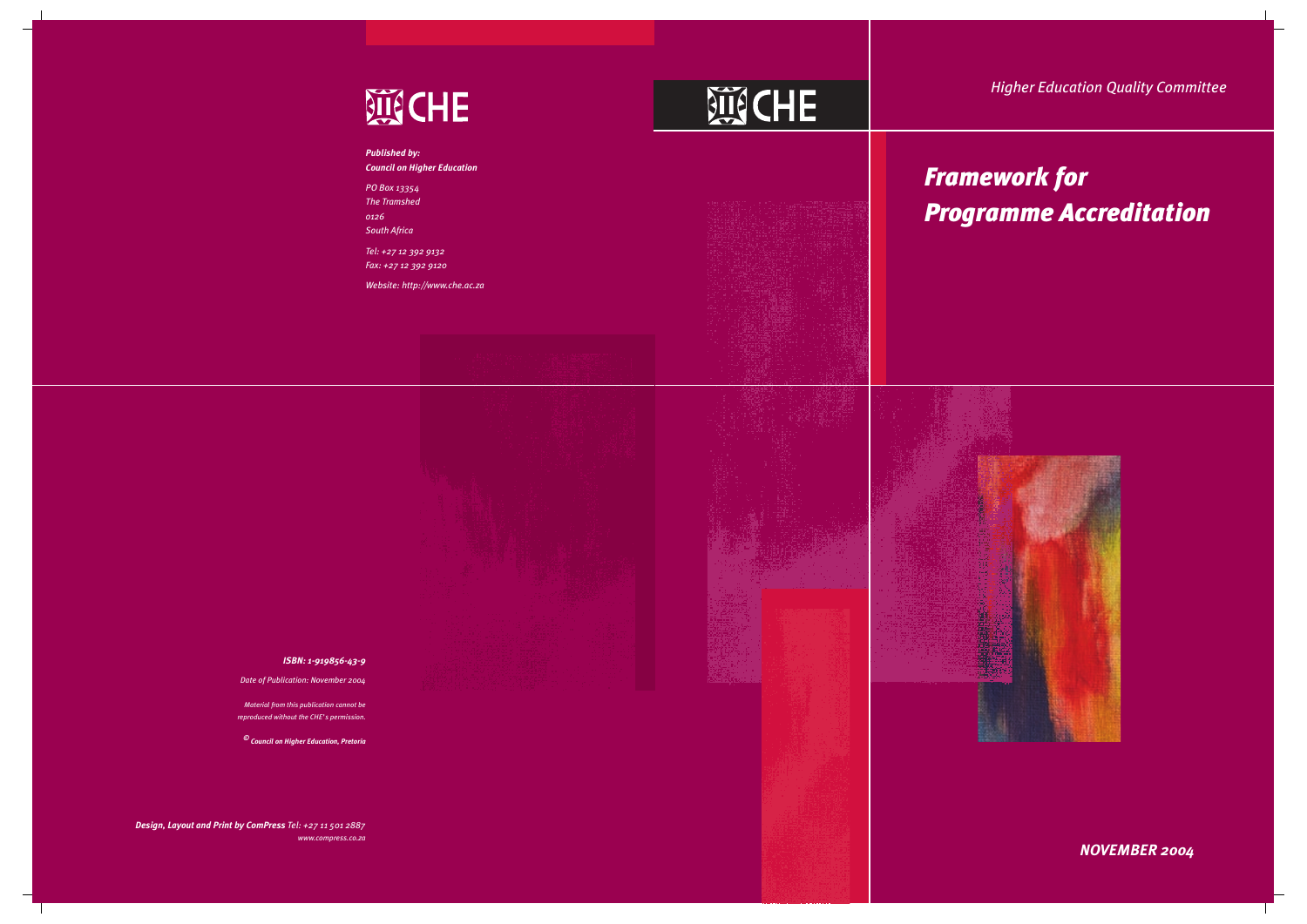Higher Education Quality Committee

# Framework for Programme Accreditation

NOVEMBER 2004

CHE

*Published by:*
***Council on Higher Education***

*PO Box 13354*
*The Tramshed*
*0126*
*South Africa*

*Tel: +27 12 392 9132*
*Fax: +27 12 392 9120*

*Website: http://www.che.ac.za*

***ISBN: 1-919856-43-9***

*Date of Publication: November 2004*

*Material from this publication cannot be reproduced without the CHE's permission.*

***© Council on Higher Education, Pretoria***

***Design, Layout and Print by ComPress*** *Tel: +27 11 501 2887*
*www.compress.co.za*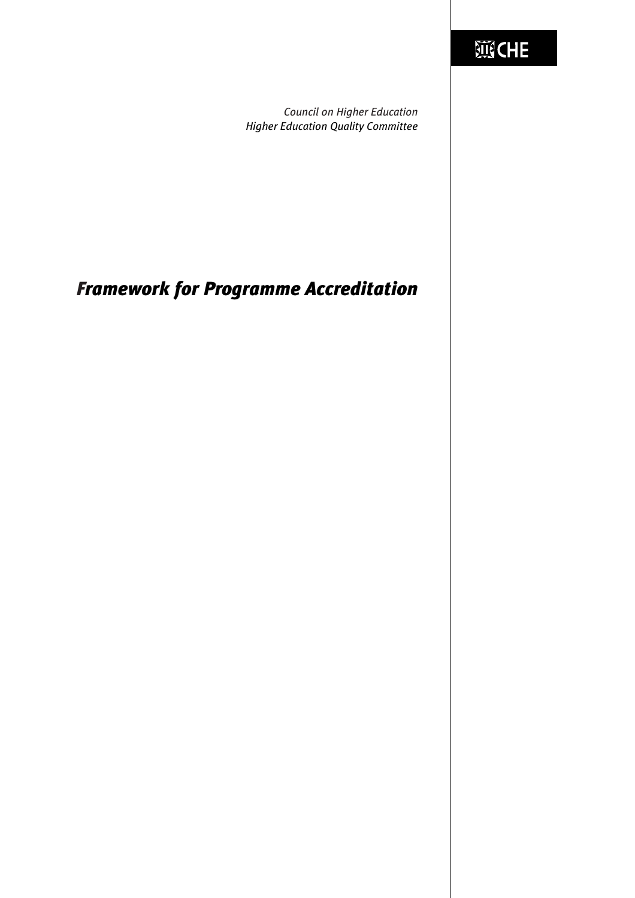CHE

*Council on Higher Education*
*Higher Education Quality Committee*

# *Framework for Programme Accreditation*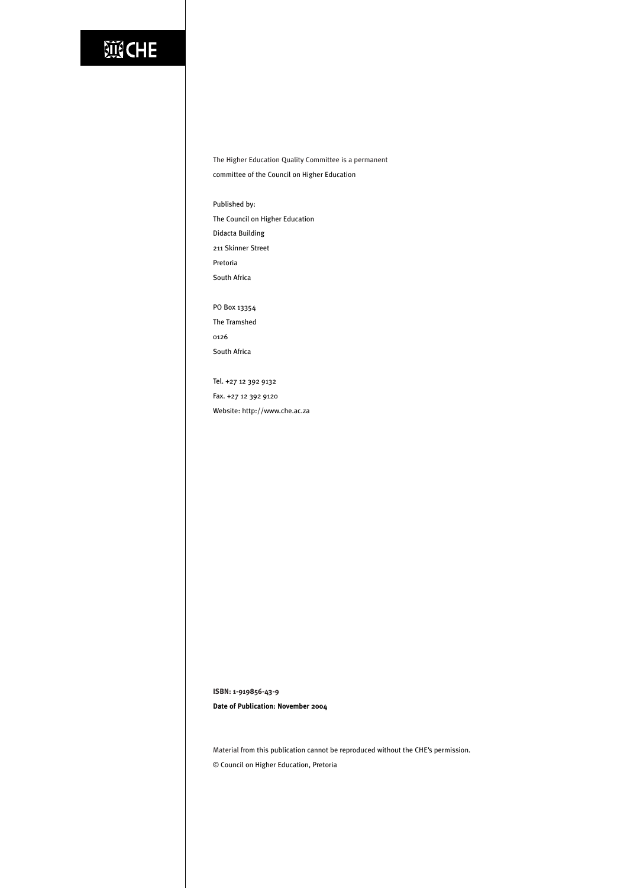CHE

The Higher Education Quality Committee is a permanent committee of the Council on Higher Education

Published by:
The Council on Higher Education
Didacta Building
211 Skinner Street
Pretoria
South Africa

PO Box 13354
The Tramshed
0126
South Africa

Tel. +27 12 392 9132
Fax. +27 12 392 9120
Website: http://www.che.ac.za

**ISBN: 1-919856-43-9**
**Date of Publication: November 2004**

Material from this publication cannot be reproduced without the CHE's permission.
© Council on Higher Education, Pretoria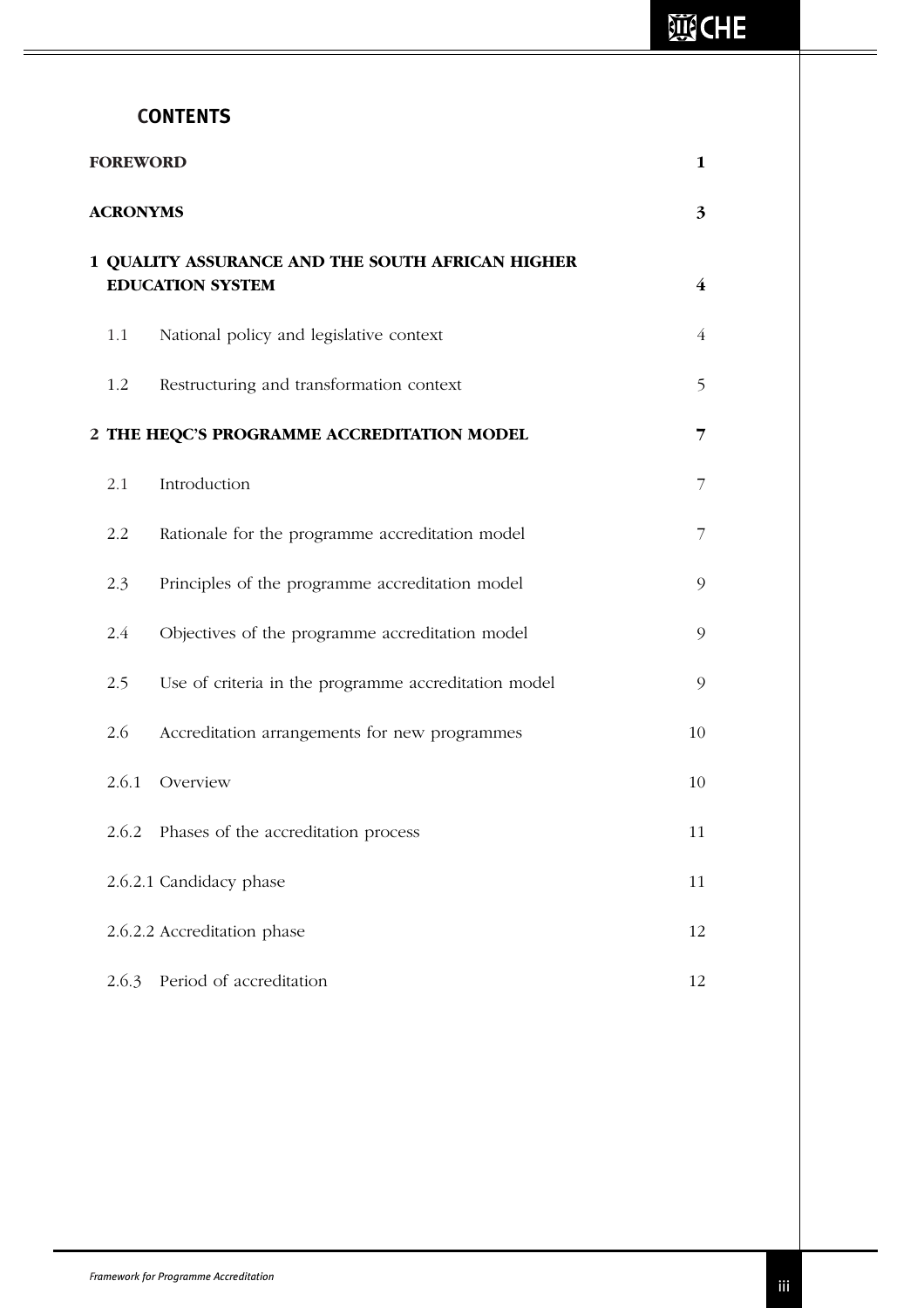## CONTENTS

| | | |
|---|---|---|
| **FOREWORD** | | **1** |
| **ACRONYMS** | | **3** |
| **1 QUALITY ASSURANCE AND THE SOUTH AFRICAN HIGHER EDUCATION SYSTEM** | | **4** |
| 1.1 | National policy and legislative context | 4 |
| 1.2 | Restructuring and transformation context | 5 |
| **2 THE HEQC'S PROGRAMME ACCREDITATION MODEL** | | **7** |
| 2.1 | Introduction | 7 |
| 2.2 | Rationale for the programme accreditation model | 7 |
| 2.3 | Principles of the programme accreditation model | 9 |
| 2.4 | Objectives of the programme accreditation model | 9 |
| 2.5 | Use of criteria in the programme accreditation model | 9 |
| 2.6 | Accreditation arrangements for new programmes | 10 |
| 2.6.1 | Overview | 10 |
| 2.6.2 | Phases of the accreditation process | 11 |
| 2.6.2.1 | Candidacy phase | 11 |
| 2.6.2.2 | Accreditation phase | 12 |
| 2.6.3 | Period of accreditation | 12 |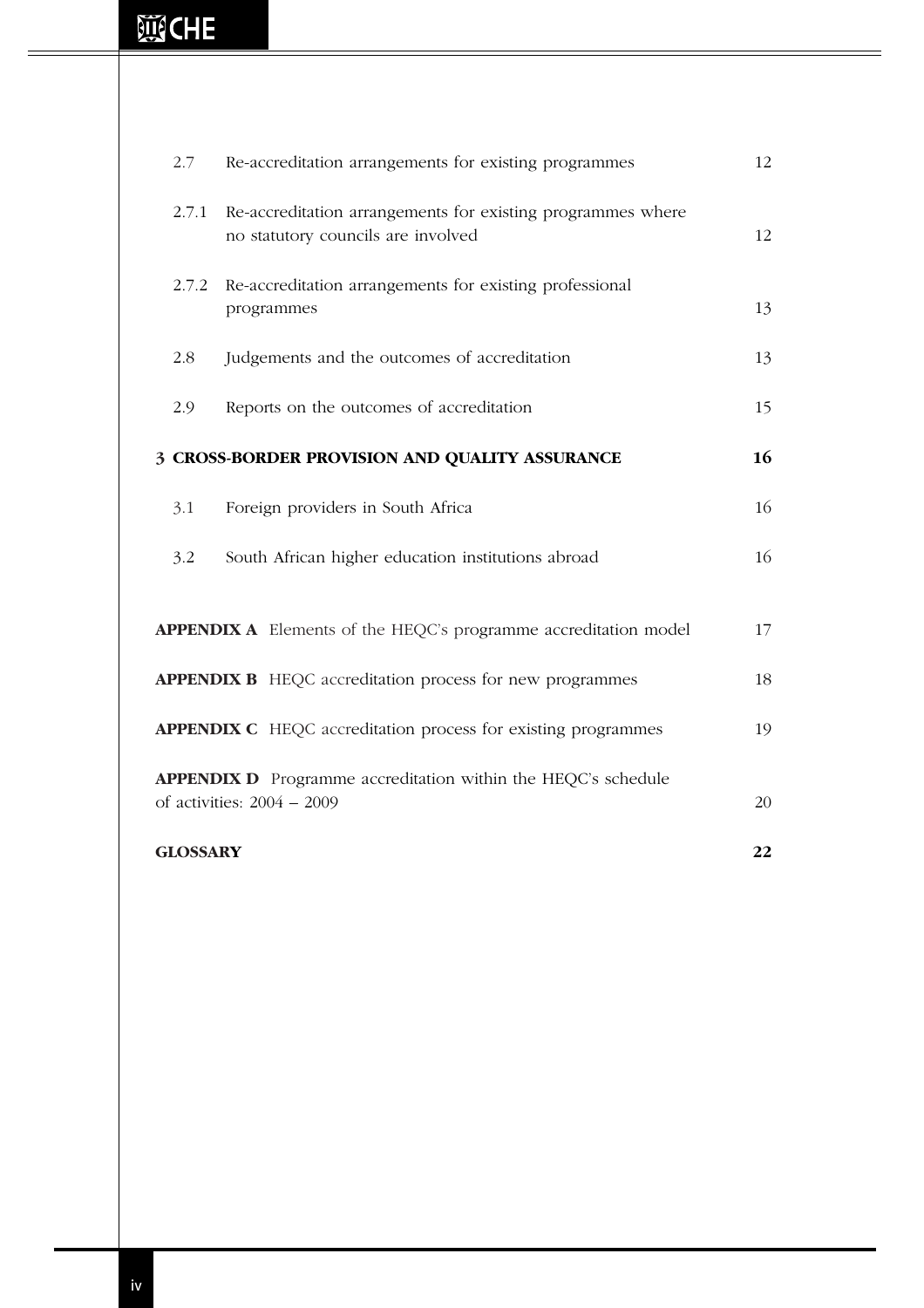| | | |
|---|---|---|
| 2.7 | Re-accreditation arrangements for existing programmes | 12 |
| 2.7.1 | Re-accreditation arrangements for existing programmes where no statutory councils are involved | 12 |
| 2.7.2 | Re-accreditation arrangements for existing professional programmes | 13 |
| 2.8 | Judgements and the outcomes of accreditation | 13 |
| 2.9 | Reports on the outcomes of accreditation | 15 |
| **3** | **CROSS-BORDER PROVISION AND QUALITY ASSURANCE** | **16** |
| 3.1 | Foreign providers in South Africa | 16 |
| 3.2 | South African higher education institutions abroad | 16 |
| **APPENDIX A** | Elements of the HEQC's programme accreditation model | 17 |
| **APPENDIX B** | HEQC accreditation process for new programmes | 18 |
| **APPENDIX C** | HEQC accreditation process for existing programmes | 19 |
| **APPENDIX D** | Programme accreditation within the HEQC's schedule of activities: 2004 – 2009 | 20 |
| **GLOSSARY** | | **22** |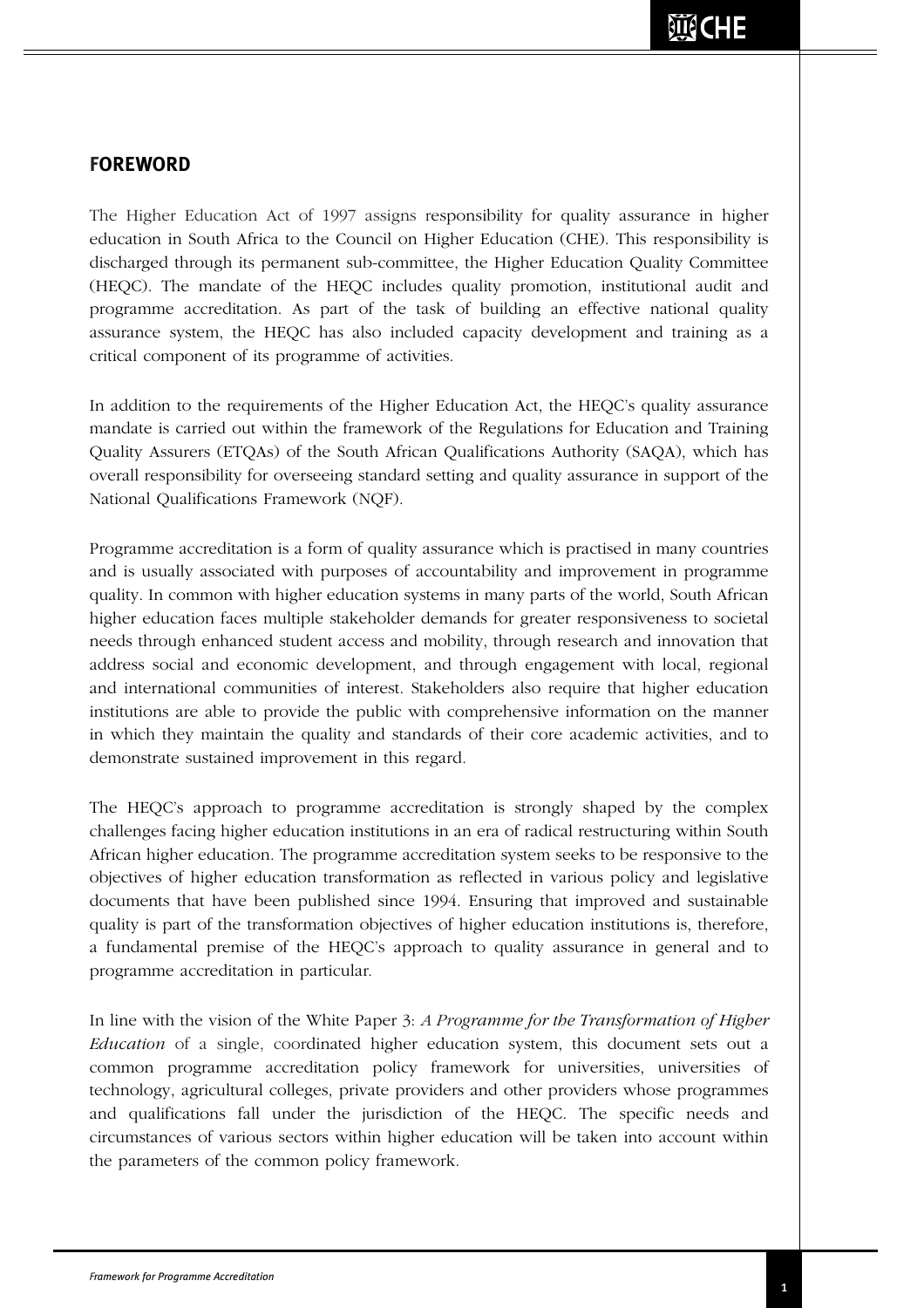## FOREWORD

The Higher Education Act of 1997 assigns responsibility for quality assurance in higher education in South Africa to the Council on Higher Education (CHE). This responsibility is discharged through its permanent sub-committee, the Higher Education Quality Committee (HEQC). The mandate of the HEQC includes quality promotion, institutional audit and programme accreditation. As part of the task of building an effective national quality assurance system, the HEQC has also included capacity development and training as a critical component of its programme of activities.

In addition to the requirements of the Higher Education Act, the HEQC's quality assurance mandate is carried out within the framework of the Regulations for Education and Training Quality Assurers (ETQAs) of the South African Qualifications Authority (SAQA), which has overall responsibility for overseeing standard setting and quality assurance in support of the National Qualifications Framework (NQF).

Programme accreditation is a form of quality assurance which is practised in many countries and is usually associated with purposes of accountability and improvement in programme quality. In common with higher education systems in many parts of the world, South African higher education faces multiple stakeholder demands for greater responsiveness to societal needs through enhanced student access and mobility, through research and innovation that address social and economic development, and through engagement with local, regional and international communities of interest. Stakeholders also require that higher education institutions are able to provide the public with comprehensive information on the manner in which they maintain the quality and standards of their core academic activities, and to demonstrate sustained improvement in this regard.

The HEQC's approach to programme accreditation is strongly shaped by the complex challenges facing higher education institutions in an era of radical restructuring within South African higher education. The programme accreditation system seeks to be responsive to the objectives of higher education transformation as reflected in various policy and legislative documents that have been published since 1994. Ensuring that improved and sustainable quality is part of the transformation objectives of higher education institutions is, therefore, a fundamental premise of the HEQC's approach to quality assurance in general and to programme accreditation in particular.

In line with the vision of the White Paper 3: *A Programme for the Transformation of Higher Education* of a single, coordinated higher education system, this document sets out a common programme accreditation policy framework for universities, universities of technology, agricultural colleges, private providers and other providers whose programmes and qualifications fall under the jurisdiction of the HEQC. The specific needs and circumstances of various sectors within higher education will be taken into account within the parameters of the common policy framework.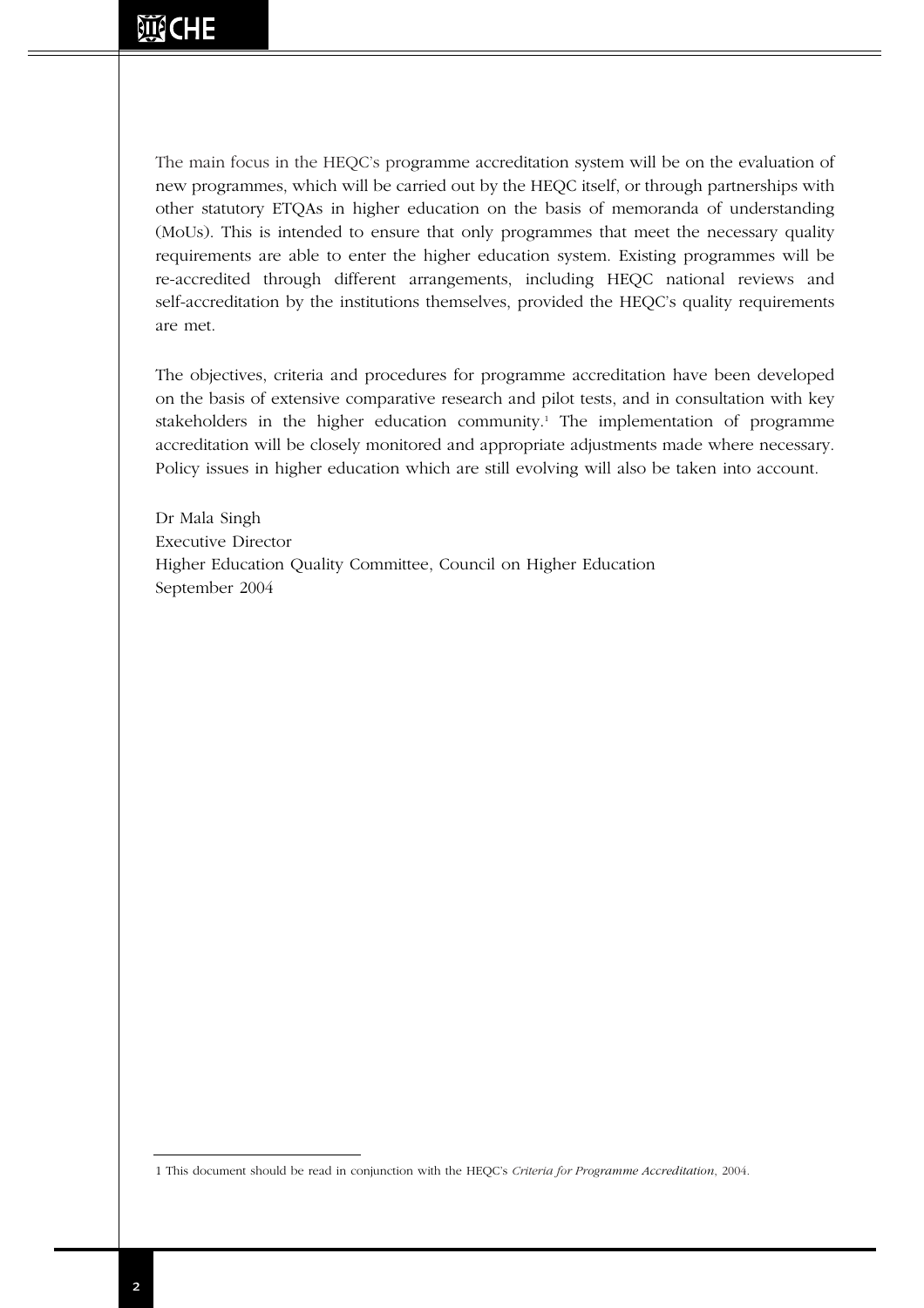The main focus in the HEQC's programme accreditation system will be on the evaluation of new programmes, which will be carried out by the HEQC itself, or through partnerships with other statutory ETQAs in higher education on the basis of memoranda of understanding (MoUs). This is intended to ensure that only programmes that meet the necessary quality requirements are able to enter the higher education system. Existing programmes will be re-accredited through different arrangements, including HEQC national reviews and self-accreditation by the institutions themselves, provided the HEQC's quality requirements are met.

The objectives, criteria and procedures for programme accreditation have been developed on the basis of extensive comparative research and pilot tests, and in consultation with key stakeholders in the higher education community.[1] The implementation of programme accreditation will be closely monitored and appropriate adjustments made where necessary. Policy issues in higher education which are still evolving will also be taken into account.

Dr Mala Singh
Executive Director
Higher Education Quality Committee, Council on Higher Education
September 2004

---

1 This document should be read in conjunction with the HEQC's *Criteria for Programme Accreditation*, 2004.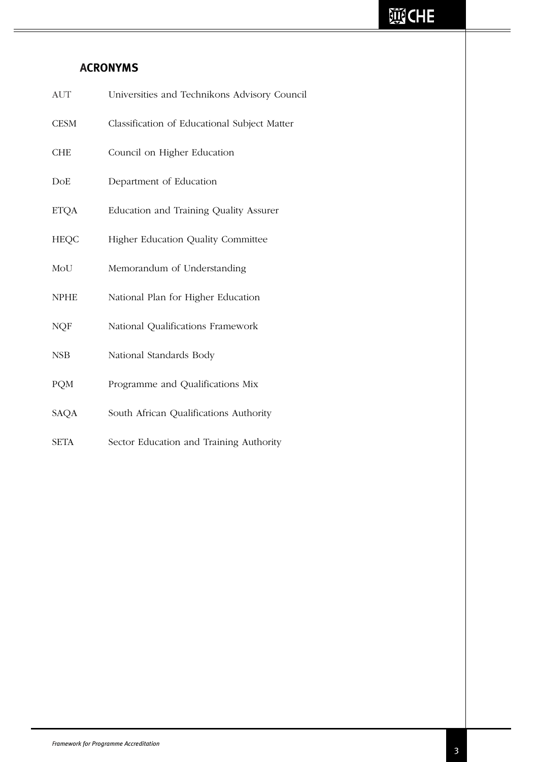## ACRONYMS

| | |
|---|---|
| AUT | Universities and Technikons Advisory Council |
| CESM | Classification of Educational Subject Matter |
| CHE | Council on Higher Education |
| DoE | Department of Education |
| ETQA | Education and Training Quality Assurer |
| HEQC | Higher Education Quality Committee |
| MoU | Memorandum of Understanding |
| NPHE | National Plan for Higher Education |
| NQF | National Qualifications Framework |
| NSB | National Standards Body |
| PQM | Programme and Qualifications Mix |
| SAQA | South African Qualifications Authority |
| SETA | Sector Education and Training Authority |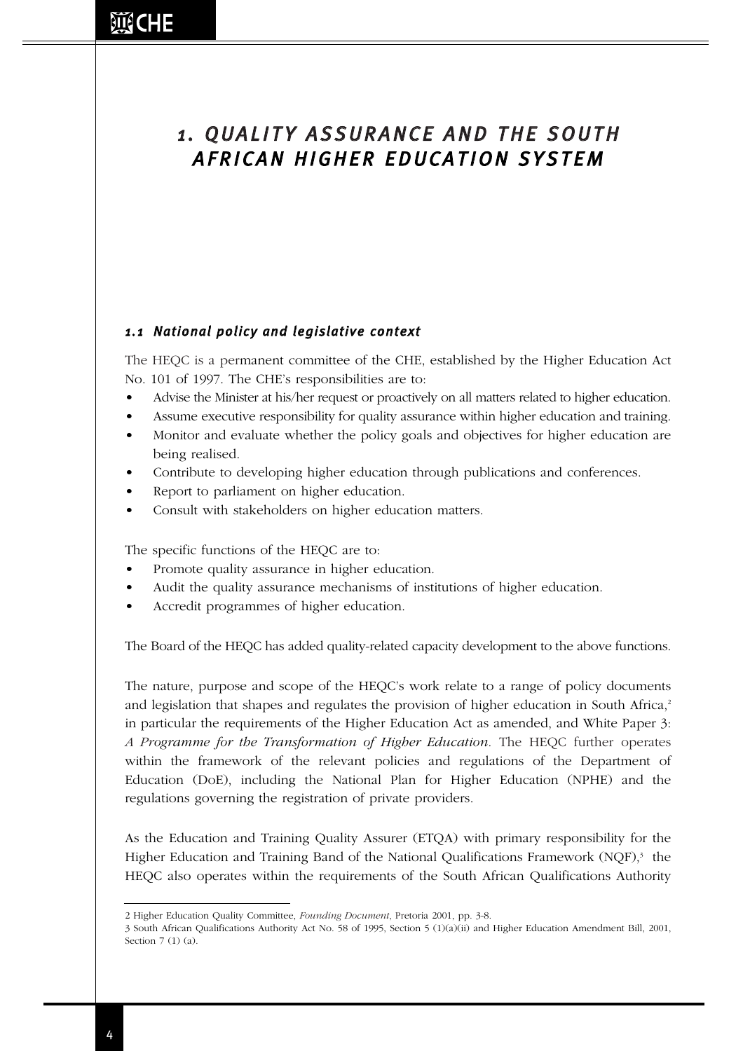# 1. QUALITY ASSURANCE AND THE SOUTH AFRICAN HIGHER EDUCATION SYSTEM

### 1.1 National policy and legislative context

The HEQC is a permanent committee of the CHE, established by the Higher Education Act No. 101 of 1997. The CHE's responsibilities are to:

- Advise the Minister at his/her request or proactively on all matters related to higher education.
- Assume executive responsibility for quality assurance within higher education and training.
- Monitor and evaluate whether the policy goals and objectives for higher education are being realised.
- Contribute to developing higher education through publications and conferences.
- Report to parliament on higher education.
- Consult with stakeholders on higher education matters.

The specific functions of the HEQC are to:

- Promote quality assurance in higher education.
- Audit the quality assurance mechanisms of institutions of higher education.
- Accredit programmes of higher education.

The Board of the HEQC has added quality-related capacity development to the above functions.

The nature, purpose and scope of the HEQC's work relate to a range of policy documents and legislation that shapes and regulates the provision of higher education in South Africa,[2] in particular the requirements of the Higher Education Act as amended, and White Paper 3: *A Programme for the Transformation of Higher Education*. The HEQC further operates within the framework of the relevant policies and regulations of the Department of Education (DoE), including the National Plan for Higher Education (NPHE) and the regulations governing the registration of private providers.

As the Education and Training Quality Assurer (ETQA) with primary responsibility for the Higher Education and Training Band of the National Qualifications Framework (NQF),[3] the HEQC also operates within the requirements of the South African Qualifications Authority

---

2 Higher Education Quality Committee, *Founding Document*, Pretoria 2001, pp. 3-8.

3 South African Qualifications Authority Act No. 58 of 1995, Section 5 (1)(a)(ii) and Higher Education Amendment Bill, 2001, Section 7 (1) (a).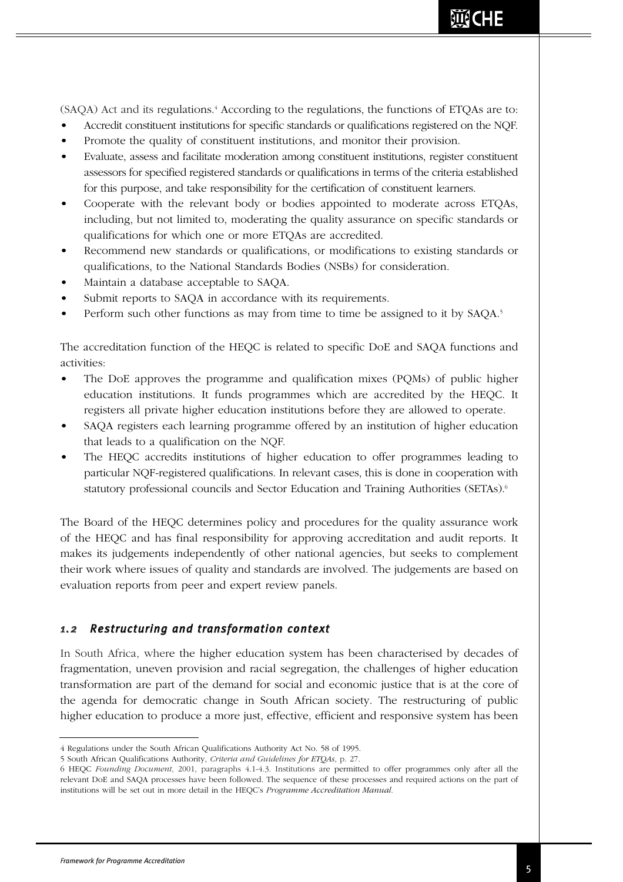(SAQA) Act and its regulations.[4] According to the regulations, the functions of ETQAs are to:

- Accredit constituent institutions for specific standards or qualifications registered on the NQF.
- Promote the quality of constituent institutions, and monitor their provision.
- Evaluate, assess and facilitate moderation among constituent institutions, register constituent assessors for specified registered standards or qualifications in terms of the criteria established for this purpose, and take responsibility for the certification of constituent learners.
- Cooperate with the relevant body or bodies appointed to moderate across ETQAs, including, but not limited to, moderating the quality assurance on specific standards or qualifications for which one or more ETQAs are accredited.
- Recommend new standards or qualifications, or modifications to existing standards or qualifications, to the National Standards Bodies (NSBs) for consideration.
- Maintain a database acceptable to SAQA.
- Submit reports to SAQA in accordance with its requirements.
- Perform such other functions as may from time to time be assigned to it by SAQA.[5]

The accreditation function of the HEQC is related to specific DoE and SAQA functions and activities:

- The DoE approves the programme and qualification mixes (PQMs) of public higher education institutions. It funds programmes which are accredited by the HEQC. It registers all private higher education institutions before they are allowed to operate.
- SAQA registers each learning programme offered by an institution of higher education that leads to a qualification on the NQF.
- The HEQC accredits institutions of higher education to offer programmes leading to particular NQF-registered qualifications. In relevant cases, this is done in cooperation with statutory professional councils and Sector Education and Training Authorities (SETAs).[6]

The Board of the HEQC determines policy and procedures for the quality assurance work of the HEQC and has final responsibility for approving accreditation and audit reports. It makes its judgements independently of other national agencies, but seeks to complement their work where issues of quality and standards are involved. The judgements are based on evaluation reports from peer and expert review panels.

### *1.2 Restructuring and transformation context*

In South Africa, where the higher education system has been characterised by decades of fragmentation, uneven provision and racial segregation, the challenges of higher education transformation are part of the demand for social and economic justice that is at the core of the agenda for democratic change in South African society. The restructuring of public higher education to produce a more just, effective, efficient and responsive system has been

---

4 Regulations under the South African Qualifications Authority Act No. 58 of 1995.

5 South African Qualifications Authority, *Criteria and Guidelines for ETQAs*, p. 27.

6 HEQC *Founding Document*, 2001, paragraphs 4.1-4.3. Institutions are permitted to offer programmes only after all the relevant DoE and SAQA processes have been followed. The sequence of these processes and required actions on the part of institutions will be set out in more detail in the HEQC's *Programme Accreditation Manual*.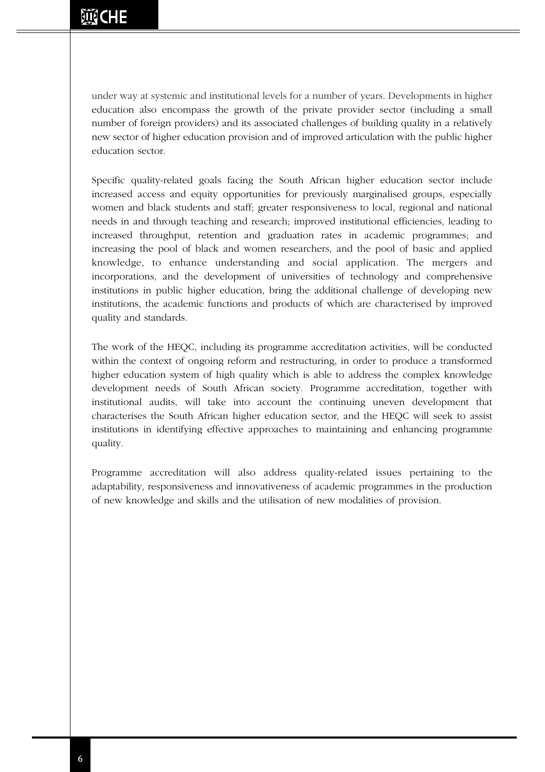under way at systemic and institutional levels for a number of years. Developments in higher education also encompass the growth of the private provider sector (including a small number of foreign providers) and its associated challenges of building quality in a relatively new sector of higher education provision and of improved articulation with the public higher education sector.

Specific quality-related goals facing the South African higher education sector include increased access and equity opportunities for previously marginalised groups, especially women and black students and staff; greater responsiveness to local, regional and national needs in and through teaching and research; improved institutional efficiencies, leading to increased throughput, retention and graduation rates in academic programmes; and increasing the pool of black and women researchers, and the pool of basic and applied knowledge, to enhance understanding and social application. The mergers and incorporations, and the development of universities of technology and comprehensive institutions in public higher education, bring the additional challenge of developing new institutions, the academic functions and products of which are characterised by improved quality and standards.

The work of the HEQC, including its programme accreditation activities, will be conducted within the context of ongoing reform and restructuring, in order to produce a transformed higher education system of high quality which is able to address the complex knowledge development needs of South African society. Programme accreditation, together with institutional audits, will take into account the continuing uneven development that characterises the South African higher education sector, and the HEQC will seek to assist institutions in identifying effective approaches to maintaining and enhancing programme quality.

Programme accreditation will also address quality-related issues pertaining to the adaptability, responsiveness and innovativeness of academic programmes in the production of new knowledge and skills and the utilisation of new modalities of provision.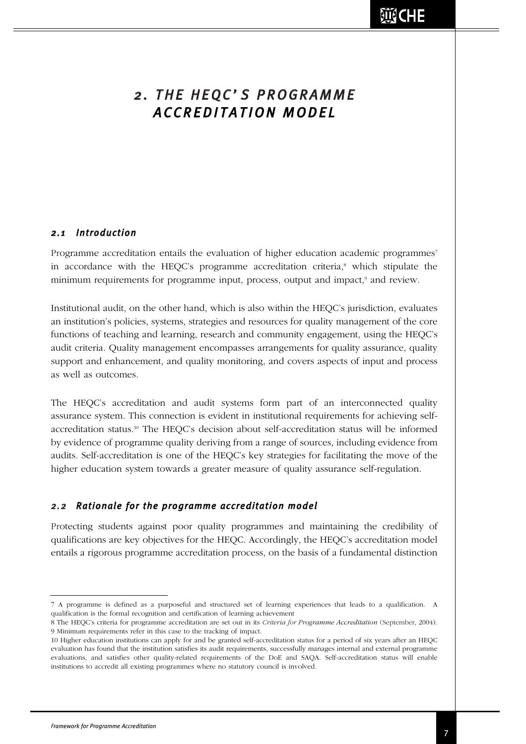# 2. THE HEQC'S PROGRAMME ACCREDITATION MODEL

## 2.1 Introduction

Programme accreditation entails the evaluation of higher education academic programmes[7] in accordance with the HEQC's programme accreditation criteria,[8] which stipulate the minimum requirements for programme input, process, output and impact,[9] and review.

Institutional audit, on the other hand, which is also within the HEQC's jurisdiction, evaluates an institution's policies, systems, strategies and resources for quality management of the core functions of teaching and learning, research and community engagement, using the HEQC's audit criteria. Quality management encompasses arrangements for quality assurance, quality support and enhancement, and quality monitoring, and covers aspects of input and process as well as outcomes.

The HEQC's accreditation and audit systems form part of an interconnected quality assurance system. This connection is evident in institutional requirements for achieving self-accreditation status.[10] The HEQC's decision about self-accreditation status will be informed by evidence of programme quality deriving from a range of sources, including evidence from audits. Self-accreditation is one of the HEQC's key strategies for facilitating the move of the higher education system towards a greater measure of quality assurance self-regulation.

## 2.2 Rationale for the programme accreditation model

Protecting students against poor quality programmes and maintaining the credibility of qualifications are key objectives for the HEQC. Accordingly, the HEQC's accreditation model entails a rigorous programme accreditation process, on the basis of a fundamental distinction

---

7 A programme is defined as a purposeful and structured set of learning experiences that leads to a qualification. A qualification is the formal recognition and certification of learning achievement

8 The HEQC's criteria for programme accreditation are set out in its *Criteria for Programme Accreditation* (September, 2004).

9 Minimum requirements refer in this case to the tracking of impact.

10 Higher education institutions can apply for and be granted self-accreditation status for a period of six years after an HEQC evaluation has found that the institution satisfies its audit requirements, successfully manages internal and external programme evaluations, and satisfies other quality-related requirements of the DoE and SAQA. Self-accreditation status will enable institutions to accredit all existing programmes where no statutory council is involved.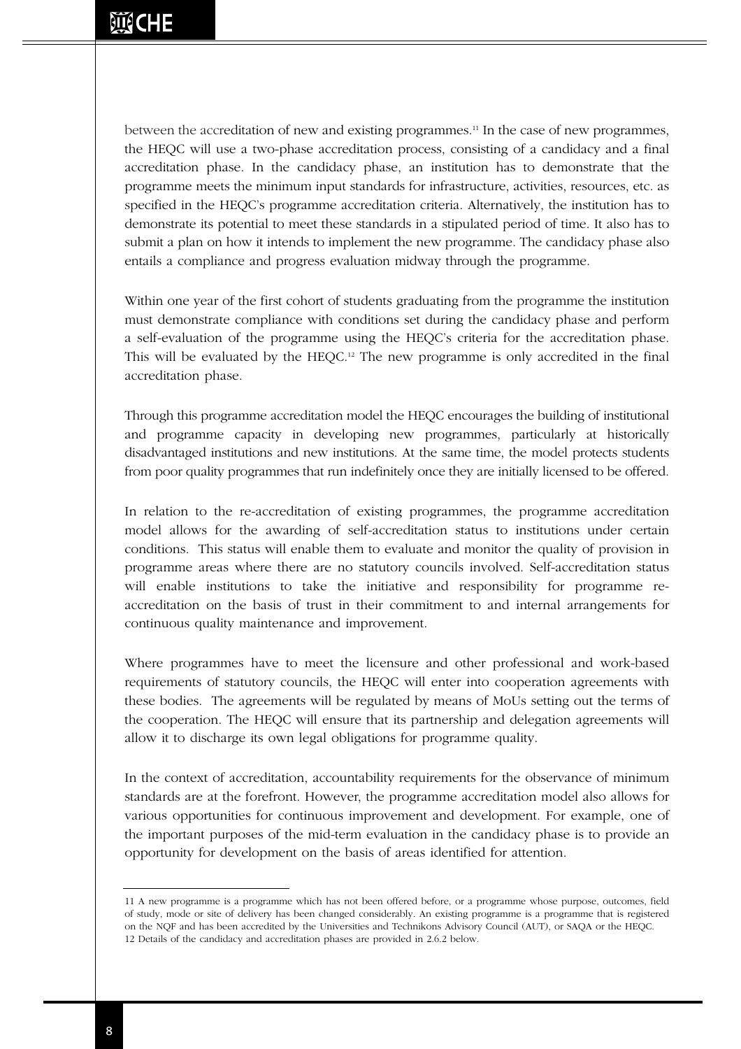between the accreditation of new and existing programmes.[11] In the case of new programmes, the HEQC will use a two-phase accreditation process, consisting of a candidacy and a final accreditation phase. In the candidacy phase, an institution has to demonstrate that the programme meets the minimum input standards for infrastructure, activities, resources, etc. as specified in the HEQC's programme accreditation criteria. Alternatively, the institution has to demonstrate its potential to meet these standards in a stipulated period of time. It also has to submit a plan on how it intends to implement the new programme. The candidacy phase also entails a compliance and progress evaluation midway through the programme.

Within one year of the first cohort of students graduating from the programme the institution must demonstrate compliance with conditions set during the candidacy phase and perform a self-evaluation of the programme using the HEQC's criteria for the accreditation phase. This will be evaluated by the HEQC.[12] The new programme is only accredited in the final accreditation phase.

Through this programme accreditation model the HEQC encourages the building of institutional and programme capacity in developing new programmes, particularly at historically disadvantaged institutions and new institutions. At the same time, the model protects students from poor quality programmes that run indefinitely once they are initially licensed to be offered.

In relation to the re-accreditation of existing programmes, the programme accreditation model allows for the awarding of self-accreditation status to institutions under certain conditions. This status will enable them to evaluate and monitor the quality of provision in programme areas where there are no statutory councils involved. Self-accreditation status will enable institutions to take the initiative and responsibility for programme re-accreditation on the basis of trust in their commitment to and internal arrangements for continuous quality maintenance and improvement.

Where programmes have to meet the licensure and other professional and work-based requirements of statutory councils, the HEQC will enter into cooperation agreements with these bodies. The agreements will be regulated by means of MoUs setting out the terms of the cooperation. The HEQC will ensure that its partnership and delegation agreements will allow it to discharge its own legal obligations for programme quality.

In the context of accreditation, accountability requirements for the observance of minimum standards are at the forefront. However, the programme accreditation model also allows for various opportunities for continuous improvement and development. For example, one of the important purposes of the mid-term evaluation in the candidacy phase is to provide an opportunity for development on the basis of areas identified for attention.

---

11 A new programme is a programme which has not been offered before, or a programme whose purpose, outcomes, field of study, mode or site of delivery has been changed considerably. An existing programme is a programme that is registered on the NQF and has been accredited by the Universities and Technikons Advisory Council (AUT), or SAQA or the HEQC.

12 Details of the candidacy and accreditation phases are provided in 2.6.2 below.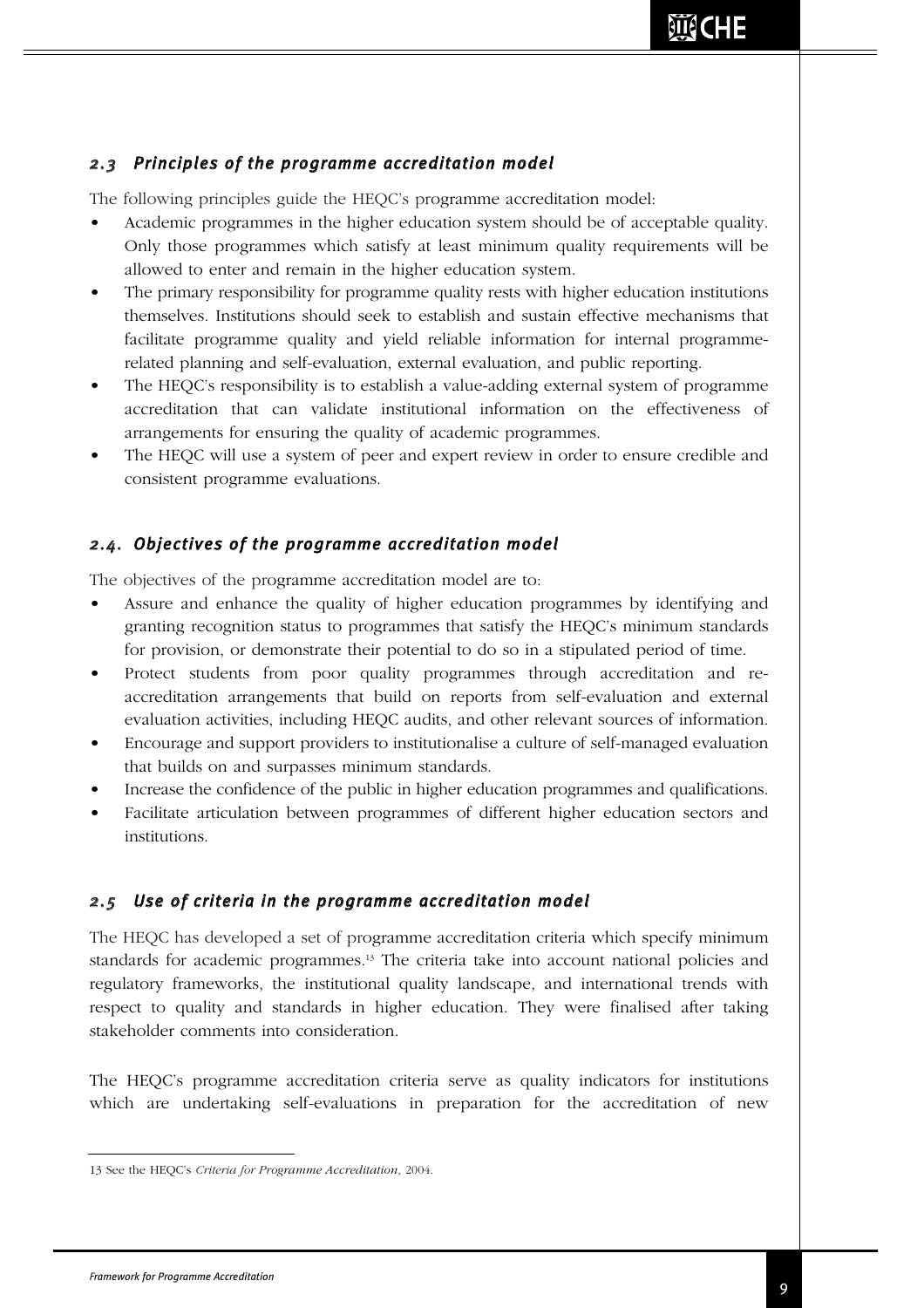### *2.3 Principles of the programme accreditation model*

The following principles guide the HEQC's programme accreditation model:

- Academic programmes in the higher education system should be of acceptable quality. Only those programmes which satisfy at least minimum quality requirements will be allowed to enter and remain in the higher education system.
- The primary responsibility for programme quality rests with higher education institutions themselves. Institutions should seek to establish and sustain effective mechanisms that facilitate programme quality and yield reliable information for internal programme-related planning and self-evaluation, external evaluation, and public reporting.
- The HEQC's responsibility is to establish a value-adding external system of programme accreditation that can validate institutional information on the effectiveness of arrangements for ensuring the quality of academic programmes.
- The HEQC will use a system of peer and expert review in order to ensure credible and consistent programme evaluations.

### *2.4. Objectives of the programme accreditation model*

The objectives of the programme accreditation model are to:

- Assure and enhance the quality of higher education programmes by identifying and granting recognition status to programmes that satisfy the HEQC's minimum standards for provision, or demonstrate their potential to do so in a stipulated period of time.
- Protect students from poor quality programmes through accreditation and re-accreditation arrangements that build on reports from self-evaluation and external evaluation activities, including HEQC audits, and other relevant sources of information.
- Encourage and support providers to institutionalise a culture of self-managed evaluation that builds on and surpasses minimum standards.
- Increase the confidence of the public in higher education programmes and qualifications.
- Facilitate articulation between programmes of different higher education sectors and institutions.

### *2.5 Use of criteria in the programme accreditation model*

The HEQC has developed a set of programme accreditation criteria which specify minimum standards for academic programmes.[13] The criteria take into account national policies and regulatory frameworks, the institutional quality landscape, and international trends with respect to quality and standards in higher education. They were finalised after taking stakeholder comments into consideration.

The HEQC's programme accreditation criteria serve as quality indicators for institutions which are undertaking self-evaluations in preparation for the accreditation of new

13 See the HEQC's *Criteria for Programme Accreditation*, 2004.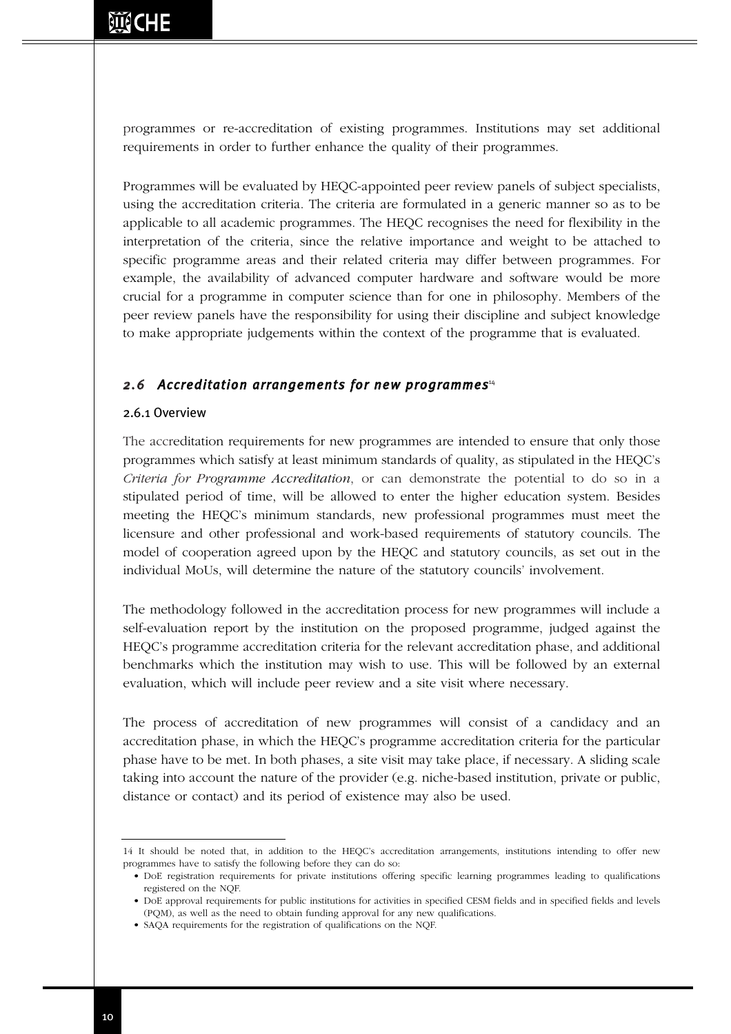programmes or re-accreditation of existing programmes. Institutions may set additional requirements in order to further enhance the quality of their programmes.

Programmes will be evaluated by HEQC-appointed peer review panels of subject specialists, using the accreditation criteria. The criteria are formulated in a generic manner so as to be applicable to all academic programmes. The HEQC recognises the need for flexibility in the interpretation of the criteria, since the relative importance and weight to be attached to specific programme areas and their related criteria may differ between programmes. For example, the availability of advanced computer hardware and software would be more crucial for a programme in computer science than for one in philosophy. Members of the peer review panels have the responsibility for using their discipline and subject knowledge to make appropriate judgements within the context of the programme that is evaluated.

## *2.6 Accreditation arrangements for new programmes*[14]

### 2.6.1 Overview

The accreditation requirements for new programmes are intended to ensure that only those programmes which satisfy at least minimum standards of quality, as stipulated in the HEQC's *Criteria for Programme Accreditation*, or can demonstrate the potential to do so in a stipulated period of time, will be allowed to enter the higher education system. Besides meeting the HEQC's minimum standards, new professional programmes must meet the licensure and other professional and work-based requirements of statutory councils. The model of cooperation agreed upon by the HEQC and statutory councils, as set out in the individual MoUs, will determine the nature of the statutory councils' involvement.

The methodology followed in the accreditation process for new programmes will include a self-evaluation report by the institution on the proposed programme, judged against the HEQC's programme accreditation criteria for the relevant accreditation phase, and additional benchmarks which the institution may wish to use. This will be followed by an external evaluation, which will include peer review and a site visit where necessary.

The process of accreditation of new programmes will consist of a candidacy and an accreditation phase, in which the HEQC's programme accreditation criteria for the particular phase have to be met. In both phases, a site visit may take place, if necessary. A sliding scale taking into account the nature of the provider (e.g. niche-based institution, private or public, distance or contact) and its period of existence may also be used.

---

14 It should be noted that, in addition to the HEQC's accreditation arrangements, institutions intending to offer new programmes have to satisfy the following before they can do so:

- DoE registration requirements for private institutions offering specific learning programmes leading to qualifications registered on the NQF.
- DoE approval requirements for public institutions for activities in specified CESM fields and in specified fields and levels (PQM), as well as the need to obtain funding approval for any new qualifications.
- SAQA requirements for the registration of qualifications on the NQF.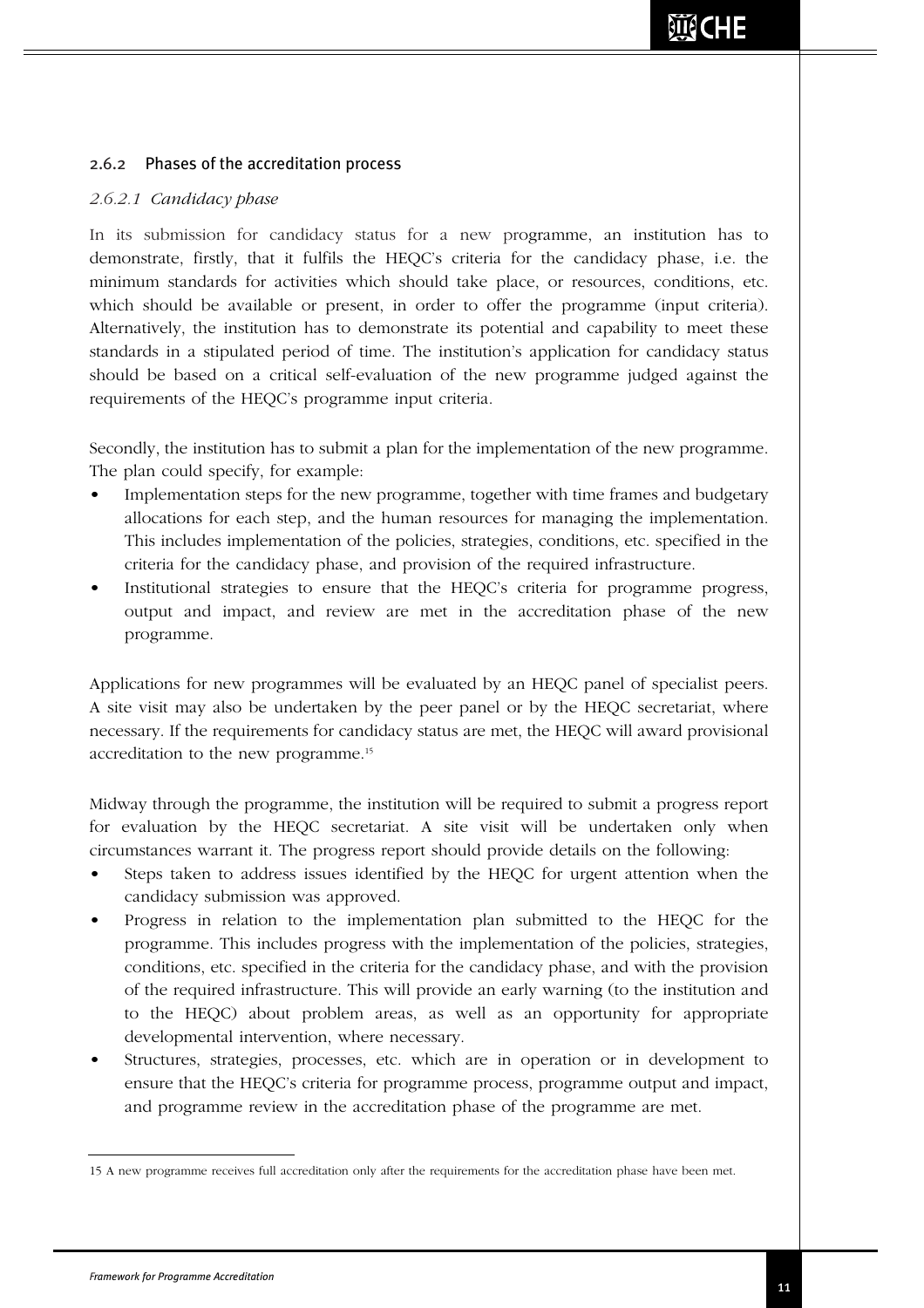### 2.6.2 Phases of the accreditation process

#### *2.6.2.1 Candidacy phase*

In its submission for candidacy status for a new programme, an institution has to demonstrate, firstly, that it fulfils the HEQC's criteria for the candidacy phase, i.e. the minimum standards for activities which should take place, or resources, conditions, etc. which should be available or present, in order to offer the programme (input criteria). Alternatively, the institution has to demonstrate its potential and capability to meet these standards in a stipulated period of time. The institution's application for candidacy status should be based on a critical self-evaluation of the new programme judged against the requirements of the HEQC's programme input criteria.

Secondly, the institution has to submit a plan for the implementation of the new programme. The plan could specify, for example:

- Implementation steps for the new programme, together with time frames and budgetary allocations for each step, and the human resources for managing the implementation. This includes implementation of the policies, strategies, conditions, etc. specified in the criteria for the candidacy phase, and provision of the required infrastructure.
- Institutional strategies to ensure that the HEQC's criteria for programme progress, output and impact, and review are met in the accreditation phase of the new programme.

Applications for new programmes will be evaluated by an HEQC panel of specialist peers. A site visit may also be undertaken by the peer panel or by the HEQC secretariat, where necessary. If the requirements for candidacy status are met, the HEQC will award provisional accreditation to the new programme.[15]

Midway through the programme, the institution will be required to submit a progress report for evaluation by the HEQC secretariat. A site visit will be undertaken only when circumstances warrant it. The progress report should provide details on the following:

- Steps taken to address issues identified by the HEQC for urgent attention when the candidacy submission was approved.
- Progress in relation to the implementation plan submitted to the HEQC for the programme. This includes progress with the implementation of the policies, strategies, conditions, etc. specified in the criteria for the candidacy phase, and with the provision of the required infrastructure. This will provide an early warning (to the institution and to the HEQC) about problem areas, as well as an opportunity for appropriate developmental intervention, where necessary.
- Structures, strategies, processes, etc. which are in operation or in development to ensure that the HEQC's criteria for programme process, programme output and impact, and programme review in the accreditation phase of the programme are met.

---

15 A new programme receives full accreditation only after the requirements for the accreditation phase have been met.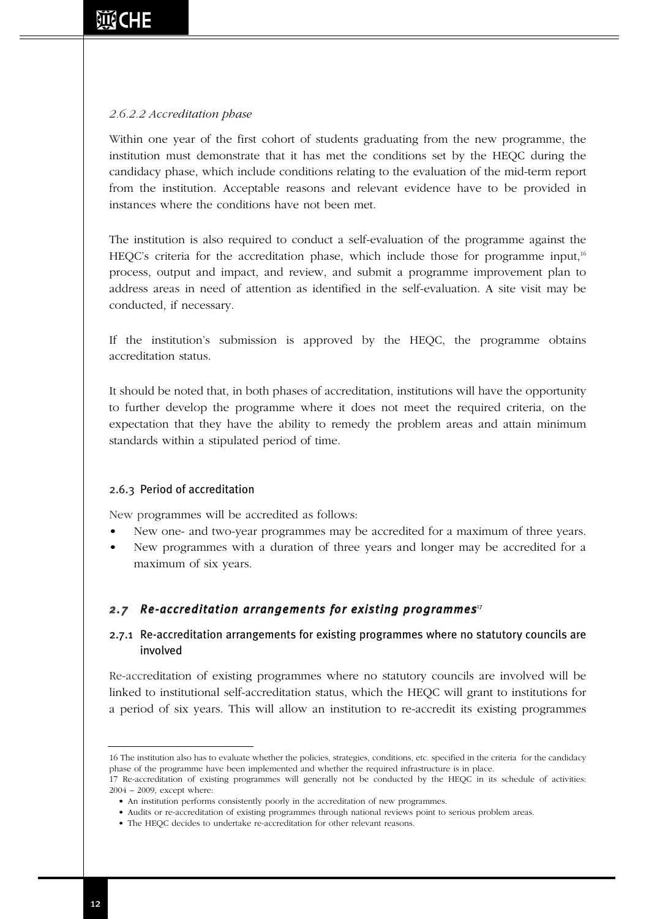#### *2.6.2.2 Accreditation phase*

Within one year of the first cohort of students graduating from the new programme, the institution must demonstrate that it has met the conditions set by the HEQC during the candidacy phase, which include conditions relating to the evaluation of the mid-term report from the institution. Acceptable reasons and relevant evidence have to be provided in instances where the conditions have not been met.

The institution is also required to conduct a self-evaluation of the programme against the HEQC's criteria for the accreditation phase, which include those for programme input,[16] process, output and impact, and review, and submit a programme improvement plan to address areas in need of attention as identified in the self-evaluation. A site visit may be conducted, if necessary.

If the institution's submission is approved by the HEQC, the programme obtains accreditation status.

It should be noted that, in both phases of accreditation, institutions will have the opportunity to further develop the programme where it does not meet the required criteria, on the expectation that they have the ability to remedy the problem areas and attain minimum standards within a stipulated period of time.

### 2.6.3 Period of accreditation

New programmes will be accredited as follows:

- New one- and two-year programmes may be accredited for a maximum of three years.
- New programmes with a duration of three years and longer may be accredited for a maximum of six years.

## *2.7 Re-accreditation arrangements for existing programmes*[17]

### 2.7.1 Re-accreditation arrangements for existing programmes where no statutory councils are involved

Re-accreditation of existing programmes where no statutory councils are involved will be linked to institutional self-accreditation status, which the HEQC will grant to institutions for a period of six years. This will allow an institution to re-accredit its existing programmes

---

16 The institution also has to evaluate whether the policies, strategies, conditions, etc. specified in the criteria for the candidacy phase of the programme have been implemented and whether the required infrastructure is in place.

17 Re-accreditation of existing programmes will generally not be conducted by the HEQC in its schedule of activities: 2004 – 2009, except where:

- An institution performs consistently poorly in the accreditation of new programmes.
- Audits or re-accreditation of existing programmes through national reviews point to serious problem areas.
- The HEQC decides to undertake re-accreditation for other relevant reasons.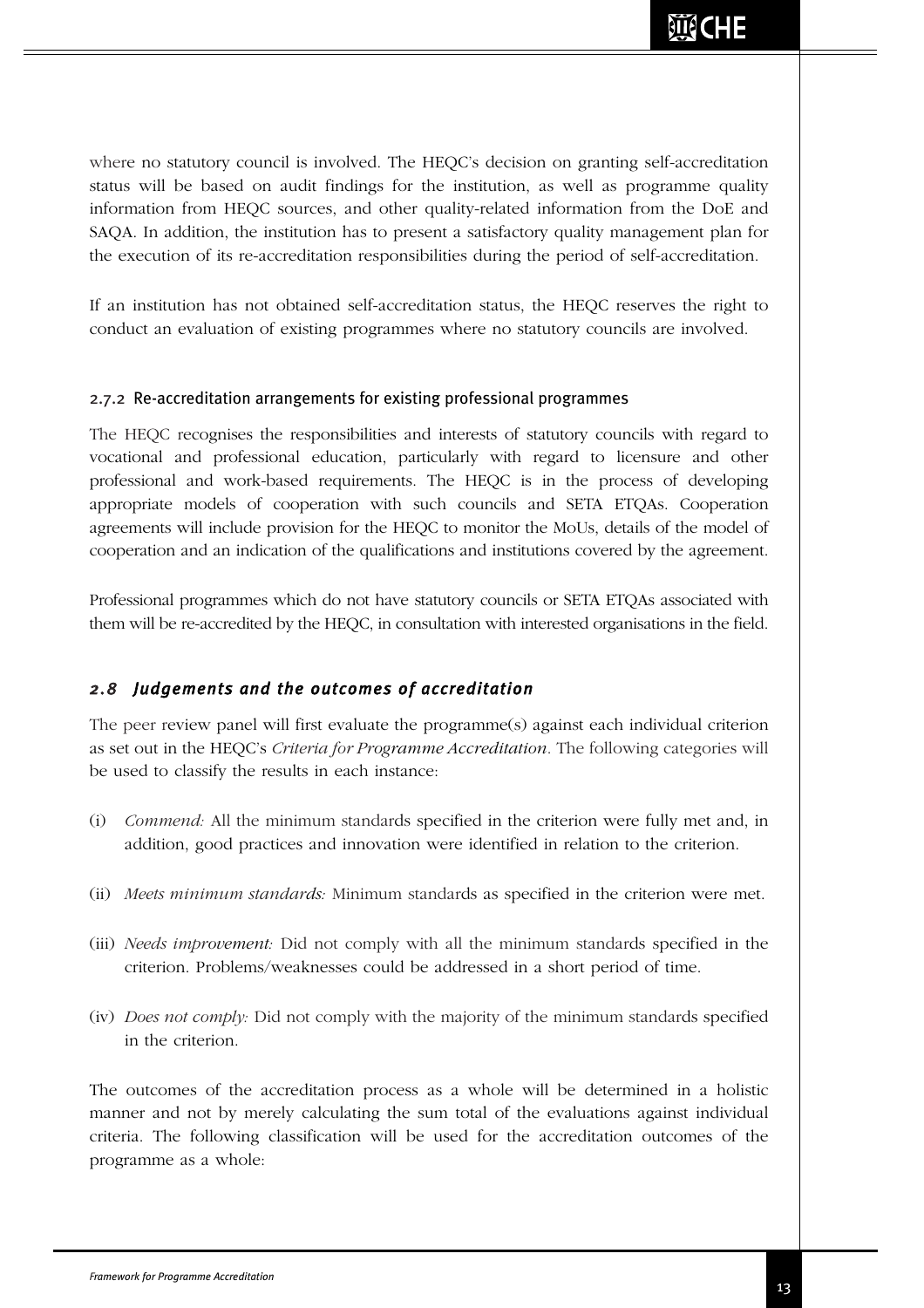where no statutory council is involved. The HEQC's decision on granting self-accreditation status will be based on audit findings for the institution, as well as programme quality information from HEQC sources, and other quality-related information from the DoE and SAQA. In addition, the institution has to present a satisfactory quality management plan for the execution of its re-accreditation responsibilities during the period of self-accreditation.

If an institution has not obtained self-accreditation status, the HEQC reserves the right to conduct an evaluation of existing programmes where no statutory councils are involved.

#### 2.7.2 Re-accreditation arrangements for existing professional programmes

The HEQC recognises the responsibilities and interests of statutory councils with regard to vocational and professional education, particularly with regard to licensure and other professional and work-based requirements. The HEQC is in the process of developing appropriate models of cooperation with such councils and SETA ETQAs. Cooperation agreements will include provision for the HEQC to monitor the MoUs, details of the model of cooperation and an indication of the qualifications and institutions covered by the agreement.

Professional programmes which do not have statutory councils or SETA ETQAs associated with them will be re-accredited by the HEQC, in consultation with interested organisations in the field.

### *2.8 Judgements and the outcomes of accreditation*

The peer review panel will first evaluate the programme(s) against each individual criterion as set out in the HEQC's *Criteria for Programme Accreditation*. The following categories will be used to classify the results in each instance:

(i) *Commend:* All the minimum standards specified in the criterion were fully met and, in addition, good practices and innovation were identified in relation to the criterion.

(ii) *Meets minimum standards:* Minimum standards as specified in the criterion were met.

(iii) *Needs improvement:* Did not comply with all the minimum standards specified in the criterion. Problems/weaknesses could be addressed in a short period of time.

(iv) *Does not comply:* Did not comply with the majority of the minimum standards specified in the criterion.

The outcomes of the accreditation process as a whole will be determined in a holistic manner and not by merely calculating the sum total of the evaluations against individual criteria. The following classification will be used for the accreditation outcomes of the programme as a whole: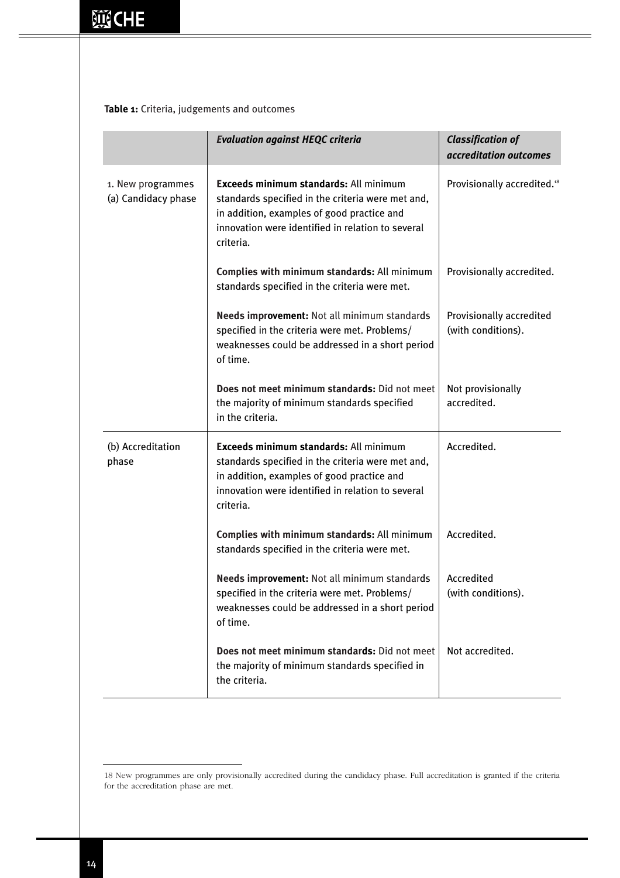**Table 1:** Criteria, judgements and outcomes

| | *Evaluation against HEQC criteria* | *Classification of accreditation outcomes* |
|---|---|---|
| 1. New programmes (a) Candidacy phase | **Exceeds minimum standards:** All minimum standards specified in the criteria were met and, in addition, examples of good practice and innovation were identified in relation to several criteria. | Provisionally accredited.[18] |
| | **Complies with minimum standards:** All minimum standards specified in the criteria were met. | Provisionally accredited. |
| | **Needs improvement:** Not all minimum standards specified in the criteria were met. Problems/ weaknesses could be addressed in a short period of time. | Provisionally accredited (with conditions). |
| | **Does not meet minimum standards:** Did not meet the majority of minimum standards specified in the criteria. | Not provisionally accredited. |
| (b) Accreditation phase | **Exceeds minimum standards:** All minimum standards specified in the criteria were met and, in addition, examples of good practice and innovation were identified in relation to several criteria. | Accredited. |
| | **Complies with minimum standards:** All minimum standards specified in the criteria were met. | Accredited. |
| | **Needs improvement:** Not all minimum standards specified in the criteria were met. Problems/ weaknesses could be addressed in a short period of time. | Accredited (with conditions). |
| | **Does not meet minimum standards:** Did not meet the majority of minimum standards specified in the criteria. | Not accredited. |

18 New programmes are only provisionally accredited during the candidacy phase. Full accreditation is granted if the criteria for the accreditation phase are met.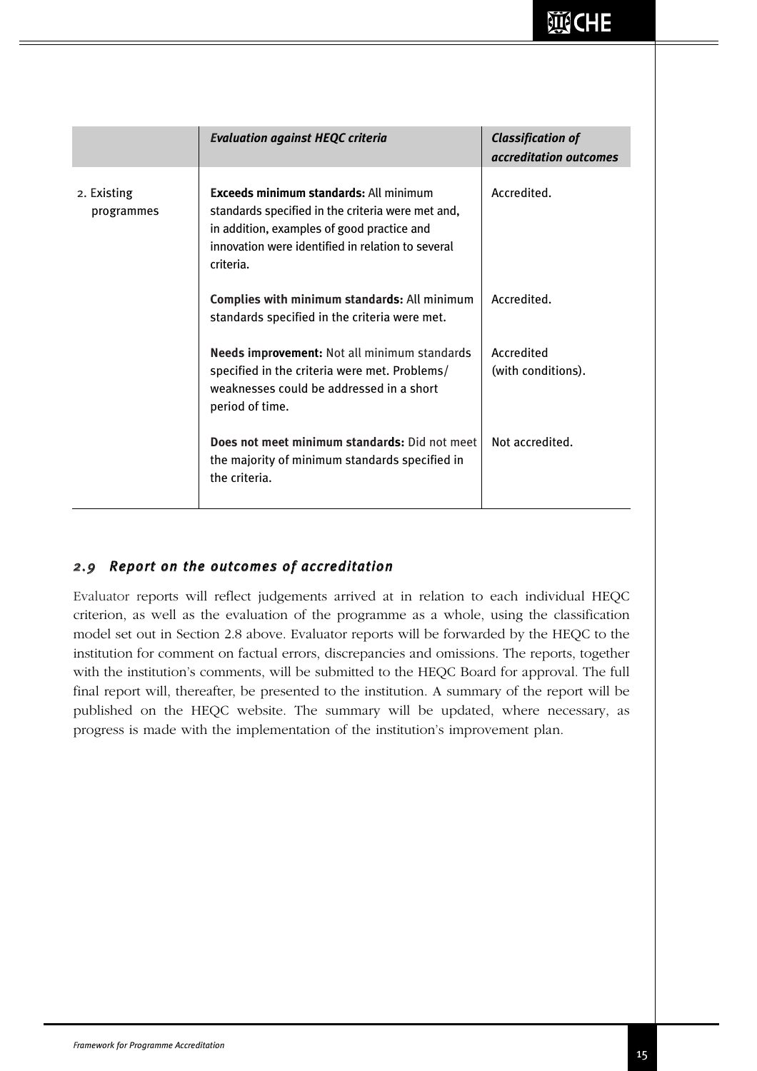| | *Evaluation against HEQC criteria* | *Classification of accreditation outcomes* |
|---|---|---|
| 2. Existing programmes | **Exceeds minimum standards:** All minimum standards specified in the criteria were met and, in addition, examples of good practice and innovation were identified in relation to several criteria. | Accredited. |
| | **Complies with minimum standards:** All minimum standards specified in the criteria were met. | Accredited. |
| | **Needs improvement:** Not all minimum standards specified in the criteria were met. Problems/ weaknesses could be addressed in a short period of time. | Accredited (with conditions). |
| | **Does not meet minimum standards:** Did not meet the majority of minimum standards specified in the criteria. | Not accredited. |

### *2.9 Report on the outcomes of accreditation*

Evaluator reports will reflect judgements arrived at in relation to each individual HEQC criterion, as well as the evaluation of the programme as a whole, using the classification model set out in Section 2.8 above. Evaluator reports will be forwarded by the HEQC to the institution for comment on factual errors, discrepancies and omissions. The reports, together with the institution's comments, will be submitted to the HEQC Board for approval. The full final report will, thereafter, be presented to the institution. A summary of the report will be published on the HEQC website. The summary will be updated, where necessary, as progress is made with the implementation of the institution's improvement plan.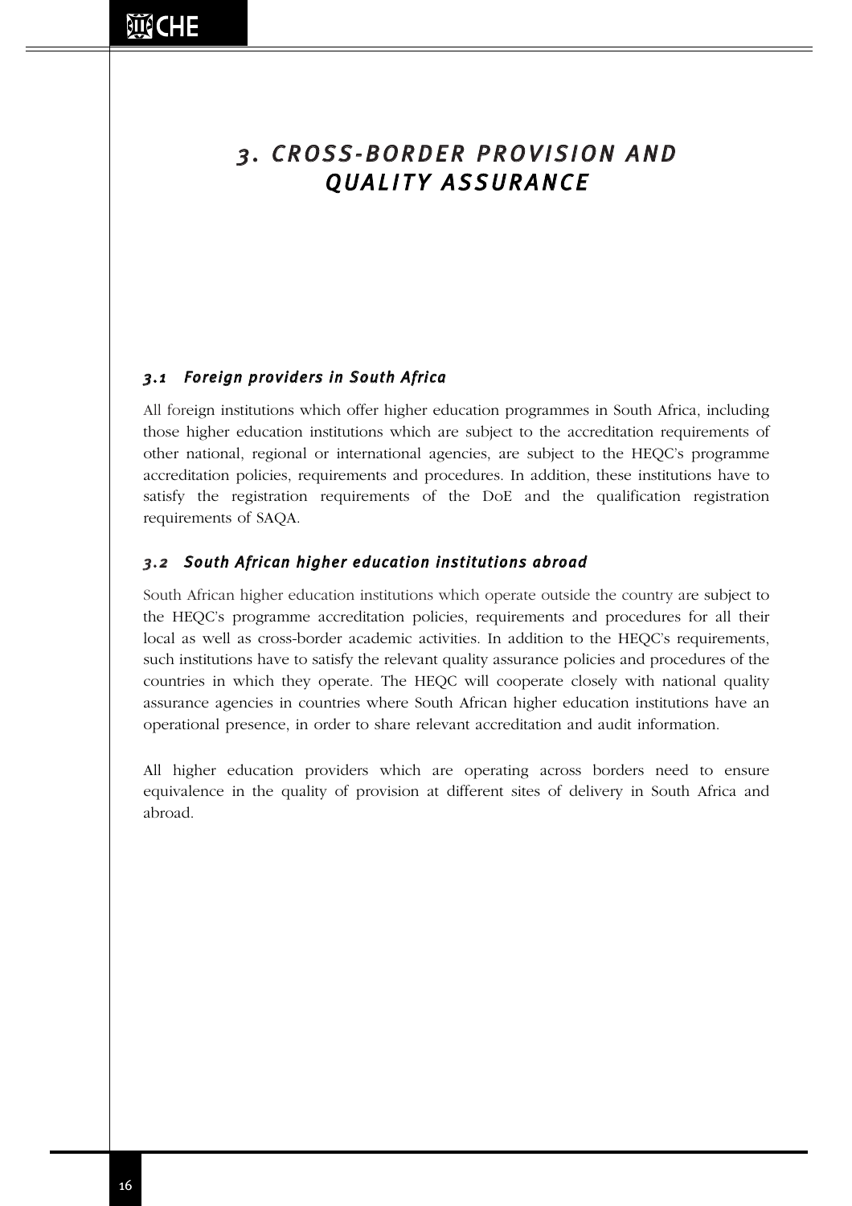# *3. CROSS-BORDER PROVISION AND QUALITY ASSURANCE*

## *3.1 Foreign providers in South Africa*

All foreign institutions which offer higher education programmes in South Africa, including those higher education institutions which are subject to the accreditation requirements of other national, regional or international agencies, are subject to the HEQC's programme accreditation policies, requirements and procedures. In addition, these institutions have to satisfy the registration requirements of the DoE and the qualification registration requirements of SAQA.

## *3.2 South African higher education institutions abroad*

South African higher education institutions which operate outside the country are subject to the HEQC's programme accreditation policies, requirements and procedures for all their local as well as cross-border academic activities. In addition to the HEQC's requirements, such institutions have to satisfy the relevant quality assurance policies and procedures of the countries in which they operate. The HEQC will cooperate closely with national quality assurance agencies in countries where South African higher education institutions have an operational presence, in order to share relevant accreditation and audit information.

All higher education providers which are operating across borders need to ensure equivalence in the quality of provision at different sites of delivery in South Africa and abroad.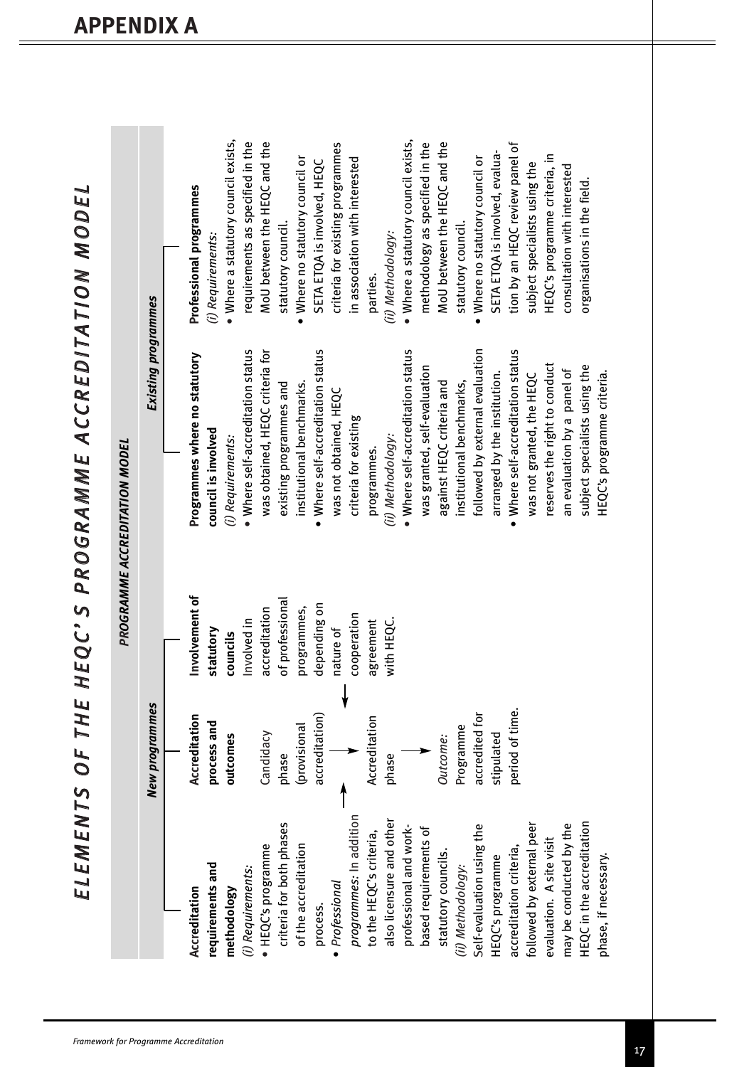# APPENDIX A

## ELEMENTS OF THE HEQC'S PROGRAMME ACCREDITATION MODEL

*PROGRAMME ACCREDITATION MODEL*

| *New programmes* | | | *Existing programmes* | |
|---|---|---|---|---|
| **Accreditation requirements and methodology** | **Accreditation process and outcomes** | **Involvement of statutory councils** | **Programmes where no statutory council is involved** | **Professional programmes** |
| *(i) Requirements:*<br>• HEQC's programme criteria for both phases of the accreditation process.<br>• *Professional programmes*: In addition to the HEQC's criteria, also licensure and other professional and work-based requirements of statutory councils.<br>*(ii) Methodology:*<br>Self-evaluation using the HEQC's programme accreditation criteria, followed by external peer evaluation. A site visit may be conducted by the HEQC in the accreditation phase, if necessary. | Candidacy phase (provisional accreditation)<br>→<br>Accreditation phase<br>→<br>*Outcome:*<br>Programme accredited for stipulated period of time. | Involved in accreditation of professional programmes, depending on nature of cooperation agreement with HEQC. | *(i) Requirements:*<br>• Where self-accreditation status was obtained, HEQC criteria for existing programmes and institutional benchmarks.<br>• Where self-accreditation status was not obtained, HEQC criteria for existing programmes.<br>*(ii) Methodology:*<br>• Where self-accreditation status was granted, self-evaluation against HEQC criteria and institutional benchmarks, followed by external evaluation arranged by the institution.<br>• Where self-accreditation status was not granted, the HEQC reserves the right to conduct an evaluation by a panel of subject specialists using the HEQC's programme criteria. | *(i) Requirements:*<br>• Where a statutory council exists, requirements as specified in the MoU between the HEQC and the statutory council.<br>• Where no statutory council or SETA ETQA is involved, HEQC criteria for existing programmes in association with interested parties.<br>*(ii) Methodology:*<br>• Where a statutory council exists, methodology as specified in the MoU between the HEQC and the statutory council.<br>• Where no statutory council or SETA ETQA is involved, evaluation by an HEQC review panel of subject specialists using the HEQC's programme criteria, in consultation with interested organisations in the field. |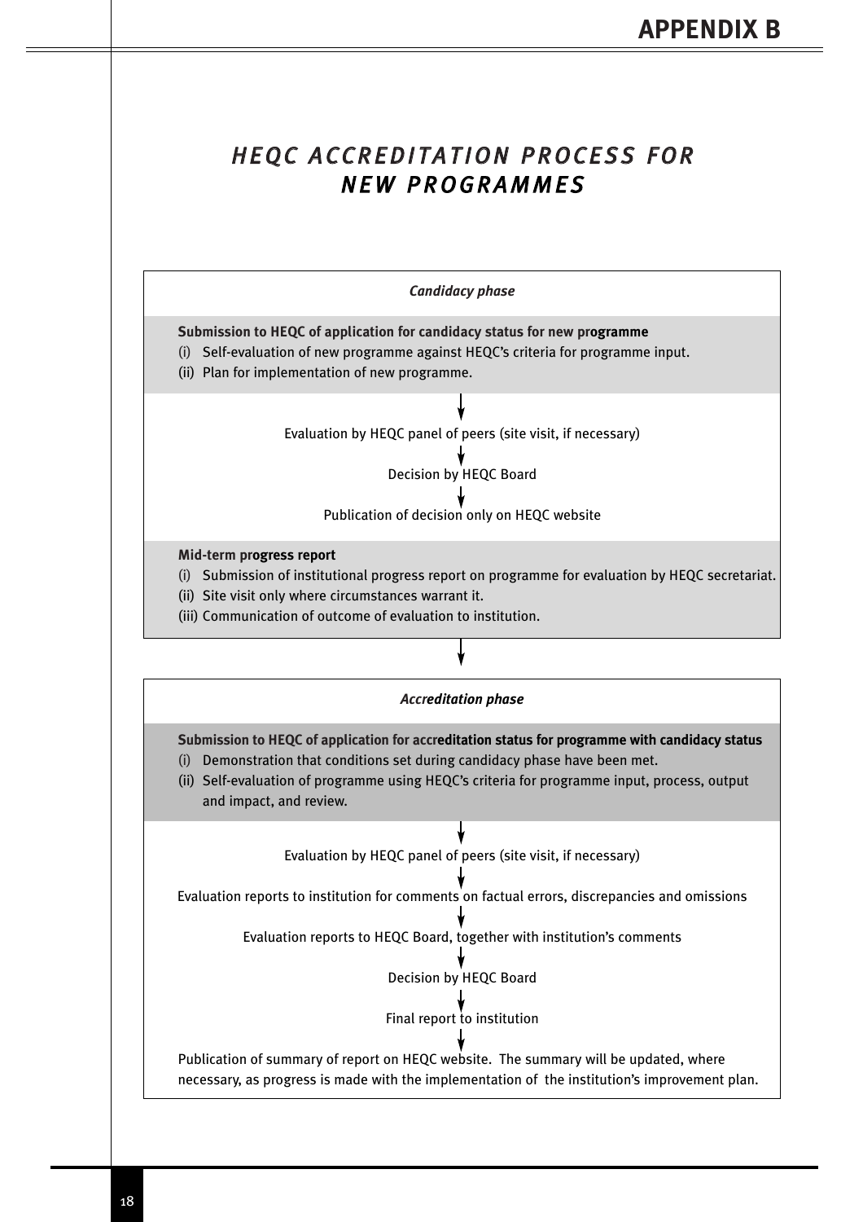# APPENDIX B

## *HEQC ACCREDITATION PROCESS FOR NEW PROGRAMMES*

### *Candidacy phase*

**Submission to HEQC of application for candidacy status for new programme**

(i) Self-evaluation of new programme against HEQC's criteria for programme input.
(ii) Plan for implementation of new programme.

↓

Evaluation by HEQC panel of peers (site visit, if necessary)

↓

Decision by HEQC Board

↓

Publication of decision only on HEQC website

**Mid-term progress report**

(i) Submission of institutional progress report on programme for evaluation by HEQC secretariat.
(ii) Site visit only where circumstances warrant it.
(iii) Communication of outcome of evaluation to institution.

↓

### *Accreditation phase*

**Submission to HEQC of application for accreditation status for programme with candidacy status**

(i) Demonstration that conditions set during candidacy phase have been met.
(ii) Self-evaluation of programme using HEQC's criteria for programme input, process, output and impact, and review.

↓

Evaluation by HEQC panel of peers (site visit, if necessary)

↓

Evaluation reports to institution for comments on factual errors, discrepancies and omissions

↓

Evaluation reports to HEQC Board, together with institution's comments

↓

Decision by HEQC Board

↓

Final report to institution

↓

Publication of summary of report on HEQC website. The summary will be updated, where necessary, as progress is made with the implementation of the institution's improvement plan.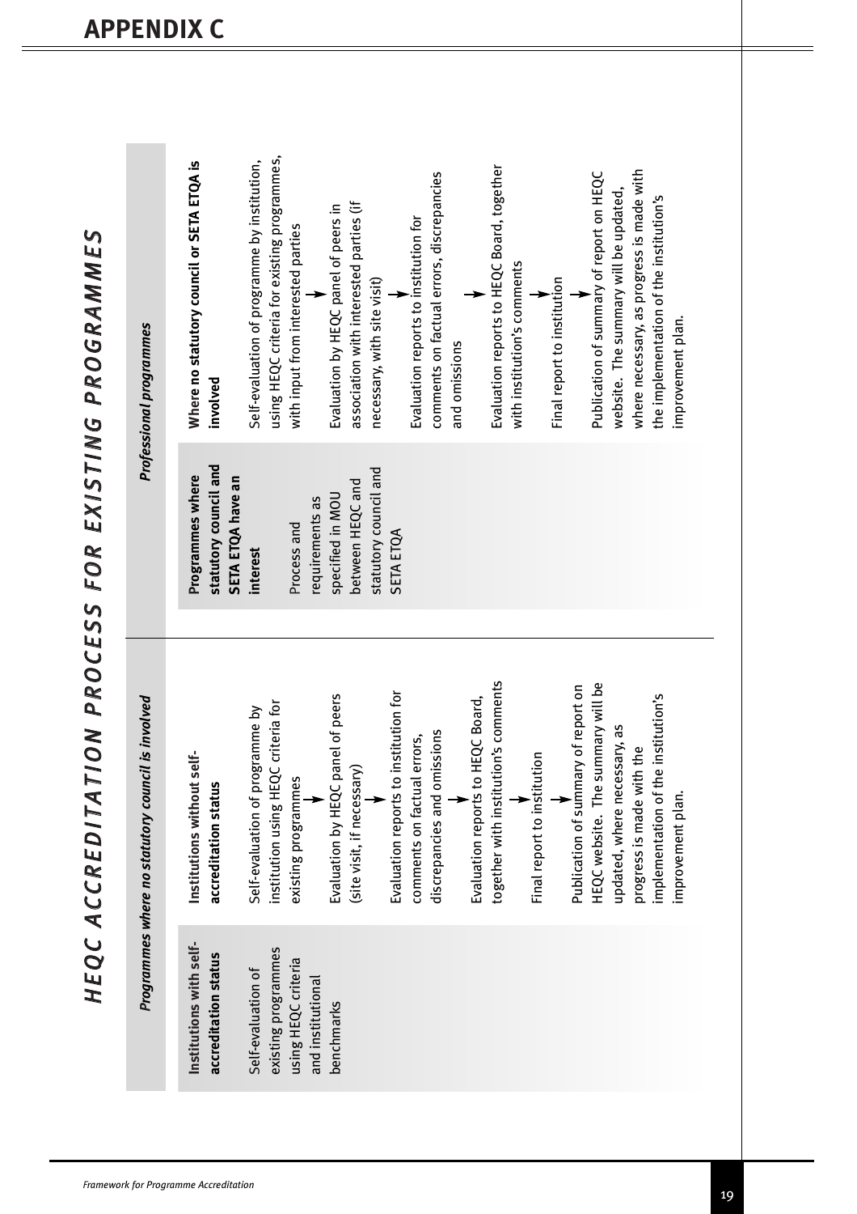# APPENDIX C

## HEQC ACCREDITATION PROCESS FOR EXISTING PROGRAMMES

### *Programmes where no statutory council is involved*

**Institutions with self-accreditation status**

Self-evaluation of existing programmes using HEQC criteria and institutional benchmarks

**Institutions without self-accreditation status**

Self-evaluation of programme by institution using HEQC criteria for existing programmes

→

Evaluation by HEQC panel of peers (site visit, if necessary)

→

Evaluation reports to institution for comments on factual errors, discrepancies and omissions

→

Evaluation reports to HEQC Board, together with institution's comments

→

Final report to institution

→

Publication of summary of report on HEQC website. The summary will be updated, where necessary, as progress is made with the implementation of the institution's improvement plan.

### *Professional programmes*

**Programmes where statutory council and SETA ETQA have an interest**

Process and requirements as specified in MOU between HEQC and statutory council and SETA ETQA

**Where no statutory council or SETA ETQA is involved**

Self-evaluation of programme by institution, using HEQC criteria for existing programmes, with input from interested parties

→

Evaluation by HEQC panel of peers in association with interested parties (if necessary, with site visit)

→

Evaluation reports to institution for comments on factual errors, discrepancies and omissions

→

Evaluation reports to HEQC Board, together with institution's comments

→

Final report to institution

→

Publication of summary of report on HEQC website. The summary will be updated, where necessary, as progress is made with the implementation of the institution's improvement plan.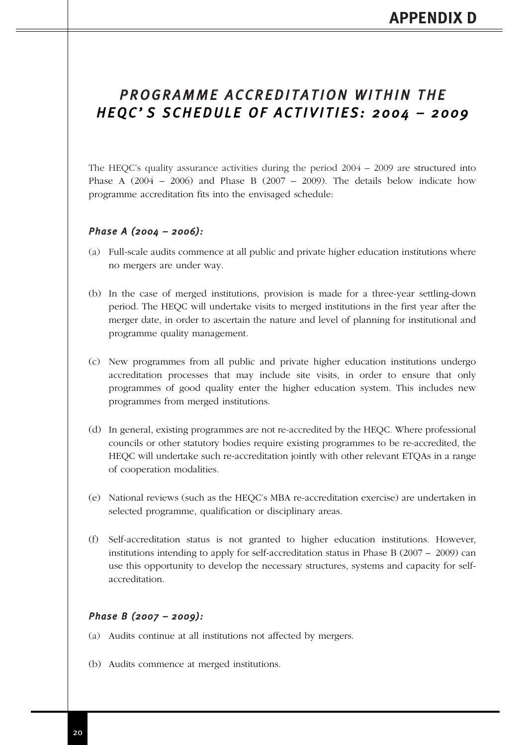# APPENDIX D

## *PROGRAMME ACCREDITATION WITHIN THE HEQC'S SCHEDULE OF ACTIVITIES: 2004 – 2009*

The HEQC's quality assurance activities during the period 2004 – 2009 are structured into Phase A (2004 – 2006) and Phase B (2007 – 2009). The details below indicate how programme accreditation fits into the envisaged schedule:

### *Phase A (2004 – 2006):*

(a) Full-scale audits commence at all public and private higher education institutions where no mergers are under way.

(b) In the case of merged institutions, provision is made for a three-year settling-down period. The HEQC will undertake visits to merged institutions in the first year after the merger date, in order to ascertain the nature and level of planning for institutional and programme quality management.

(c) New programmes from all public and private higher education institutions undergo accreditation processes that may include site visits, in order to ensure that only programmes of good quality enter the higher education system. This includes new programmes from merged institutions.

(d) In general, existing programmes are not re-accredited by the HEQC. Where professional councils or other statutory bodies require existing programmes to be re-accredited, the HEQC will undertake such re-accreditation jointly with other relevant ETQAs in a range of cooperation modalities.

(e) National reviews (such as the HEQC's MBA re-accreditation exercise) are undertaken in selected programme, qualification or disciplinary areas.

(f) Self-accreditation status is not granted to higher education institutions. However, institutions intending to apply for self-accreditation status in Phase B (2007 – 2009) can use this opportunity to develop the necessary structures, systems and capacity for self-accreditation.

### *Phase B (2007 – 2009):*

(a) Audits continue at all institutions not affected by mergers.

(b) Audits commence at merged institutions.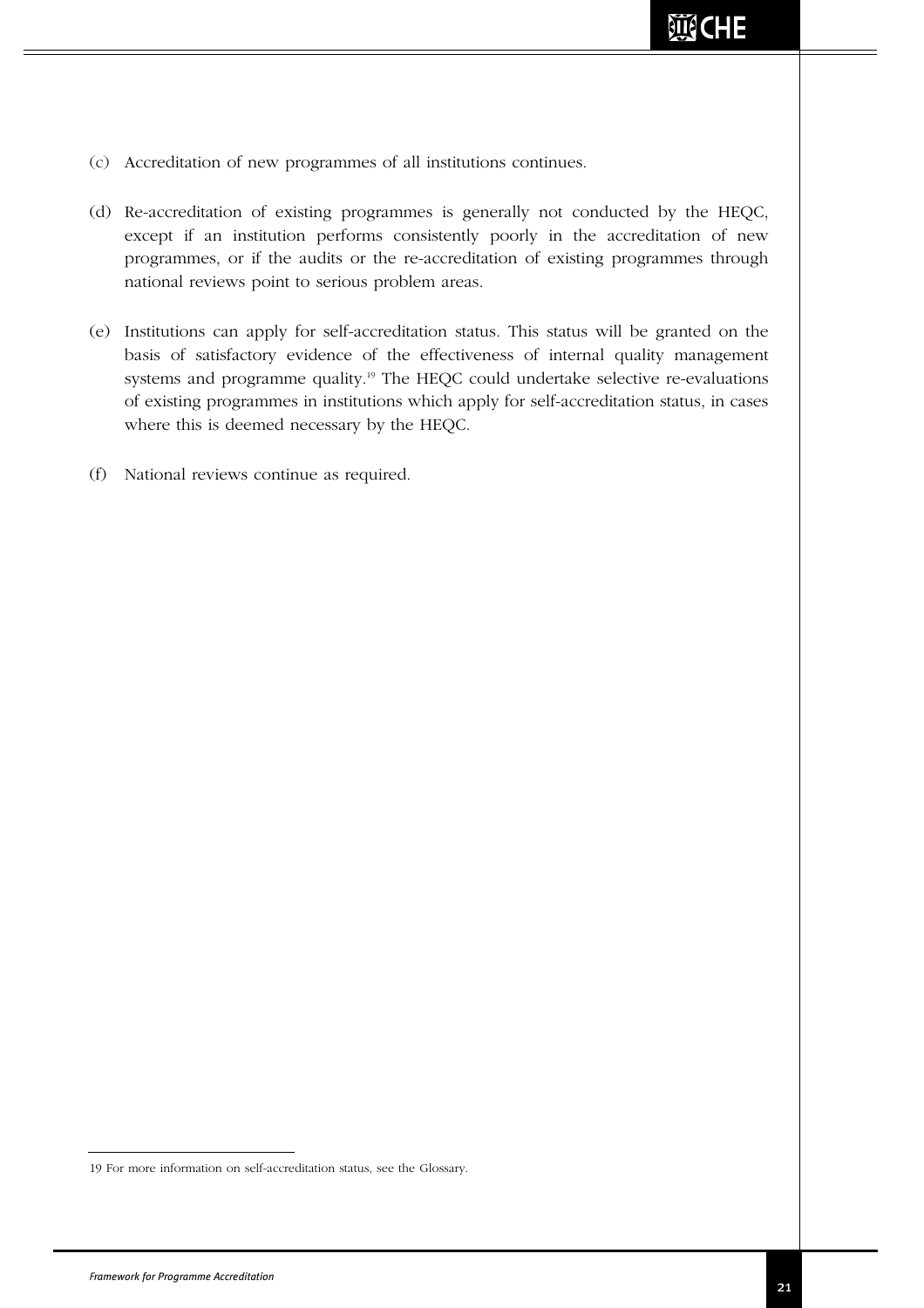(c) Accreditation of new programmes of all institutions continues.

(d) Re-accreditation of existing programmes is generally not conducted by the HEQC, except if an institution performs consistently poorly in the accreditation of new programmes, or if the audits or the re-accreditation of existing programmes through national reviews point to serious problem areas.

(e) Institutions can apply for self-accreditation status. This status will be granted on the basis of satisfactory evidence of the effectiveness of internal quality management systems and programme quality.[19] The HEQC could undertake selective re-evaluations of existing programmes in institutions which apply for self-accreditation status, in cases where this is deemed necessary by the HEQC.

(f) National reviews continue as required.

---

19 For more information on self-accreditation status, see the Glossary.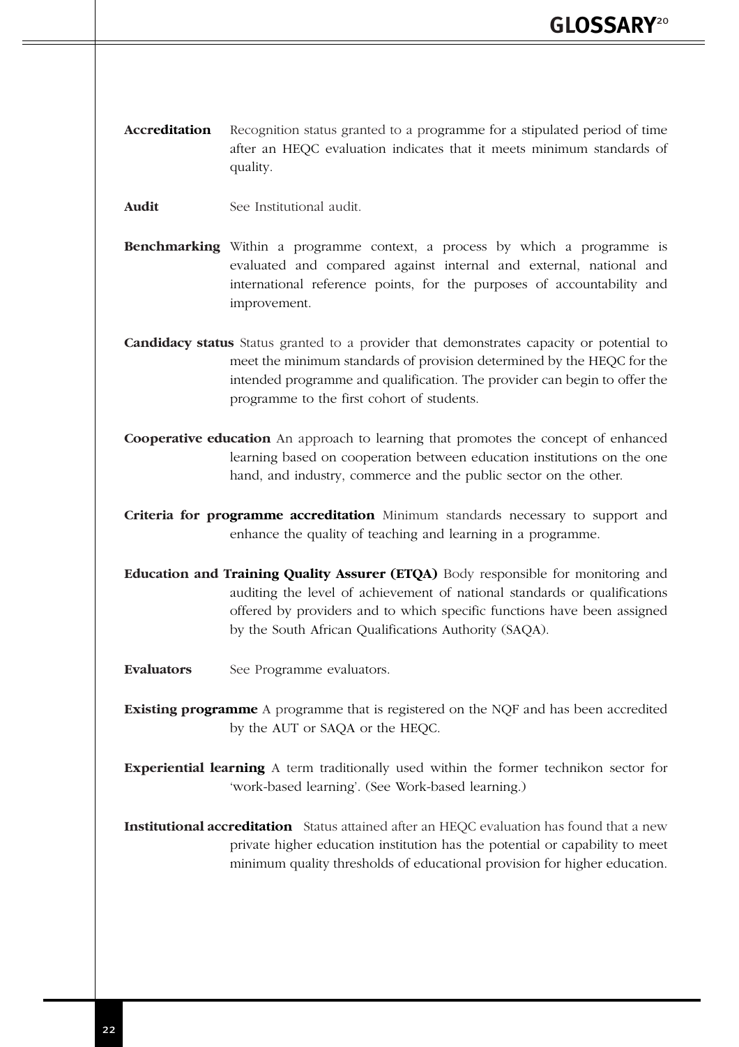# GLOSSARY[20]

**Accreditation** Recognition status granted to a programme for a stipulated period of time after an HEQC evaluation indicates that it meets minimum standards of quality.

**Audit** See Institutional audit.

**Benchmarking** Within a programme context, a process by which a programme is evaluated and compared against internal and external, national and international reference points, for the purposes of accountability and improvement.

**Candidacy status** Status granted to a provider that demonstrates capacity or potential to meet the minimum standards of provision determined by the HEQC for the intended programme and qualification. The provider can begin to offer the programme to the first cohort of students.

**Cooperative education** An approach to learning that promotes the concept of enhanced learning based on cooperation between education institutions on the one hand, and industry, commerce and the public sector on the other.

**Criteria for programme accreditation** Minimum standards necessary to support and enhance the quality of teaching and learning in a programme.

**Education and Training Quality Assurer (ETQA)** Body responsible for monitoring and auditing the level of achievement of national standards or qualifications offered by providers and to which specific functions have been assigned by the South African Qualifications Authority (SAQA).

**Evaluators** See Programme evaluators.

**Existing programme** A programme that is registered on the NQF and has been accredited by the AUT or SAQA or the HEQC.

**Experiential learning** A term traditionally used within the former technikon sector for 'work-based learning'. (See Work-based learning.)

**Institutional accreditation** Status attained after an HEQC evaluation has found that a new private higher education institution has the potential or capability to meet minimum quality thresholds of educational provision for higher education.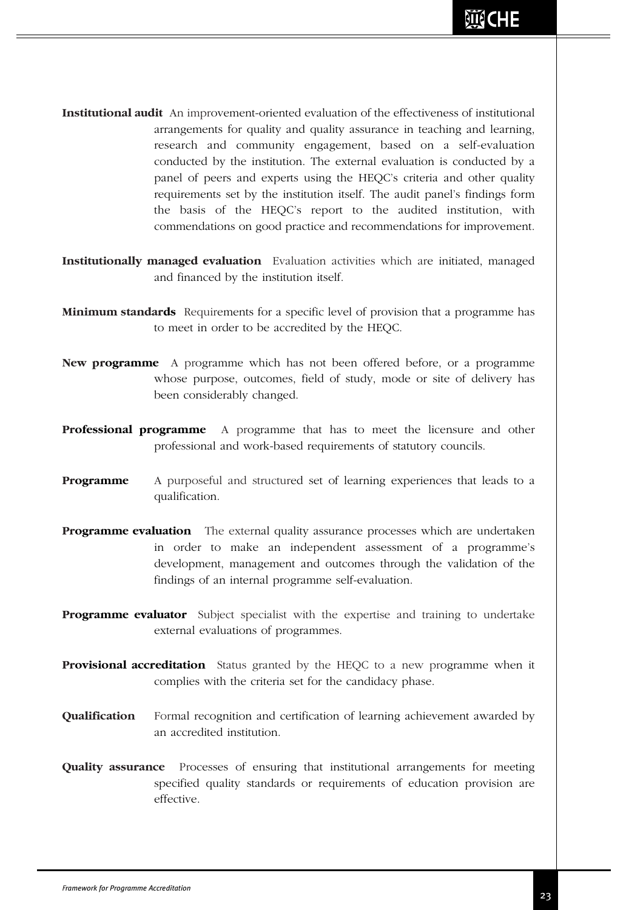**Institutional audit** An improvement-oriented evaluation of the effectiveness of institutional arrangements for quality and quality assurance in teaching and learning, research and community engagement, based on a self-evaluation conducted by the institution. The external evaluation is conducted by a panel of peers and experts using the HEQC's criteria and other quality requirements set by the institution itself. The audit panel's findings form the basis of the HEQC's report to the audited institution, with commendations on good practice and recommendations for improvement.

**Institutionally managed evaluation** Evaluation activities which are initiated, managed and financed by the institution itself.

**Minimum standards** Requirements for a specific level of provision that a programme has to meet in order to be accredited by the HEQC.

**New programme** A programme which has not been offered before, or a programme whose purpose, outcomes, field of study, mode or site of delivery has been considerably changed.

**Professional programme** A programme that has to meet the licensure and other professional and work-based requirements of statutory councils.

**Programme** A purposeful and structured set of learning experiences that leads to a qualification.

**Programme evaluation** The external quality assurance processes which are undertaken in order to make an independent assessment of a programme's development, management and outcomes through the validation of the findings of an internal programme self-evaluation.

**Programme evaluator** Subject specialist with the expertise and training to undertake external evaluations of programmes.

**Provisional accreditation** Status granted by the HEQC to a new programme when it complies with the criteria set for the candidacy phase.

**Qualification** Formal recognition and certification of learning achievement awarded by an accredited institution.

**Quality assurance** Processes of ensuring that institutional arrangements for meeting specified quality standards or requirements of education provision are effective.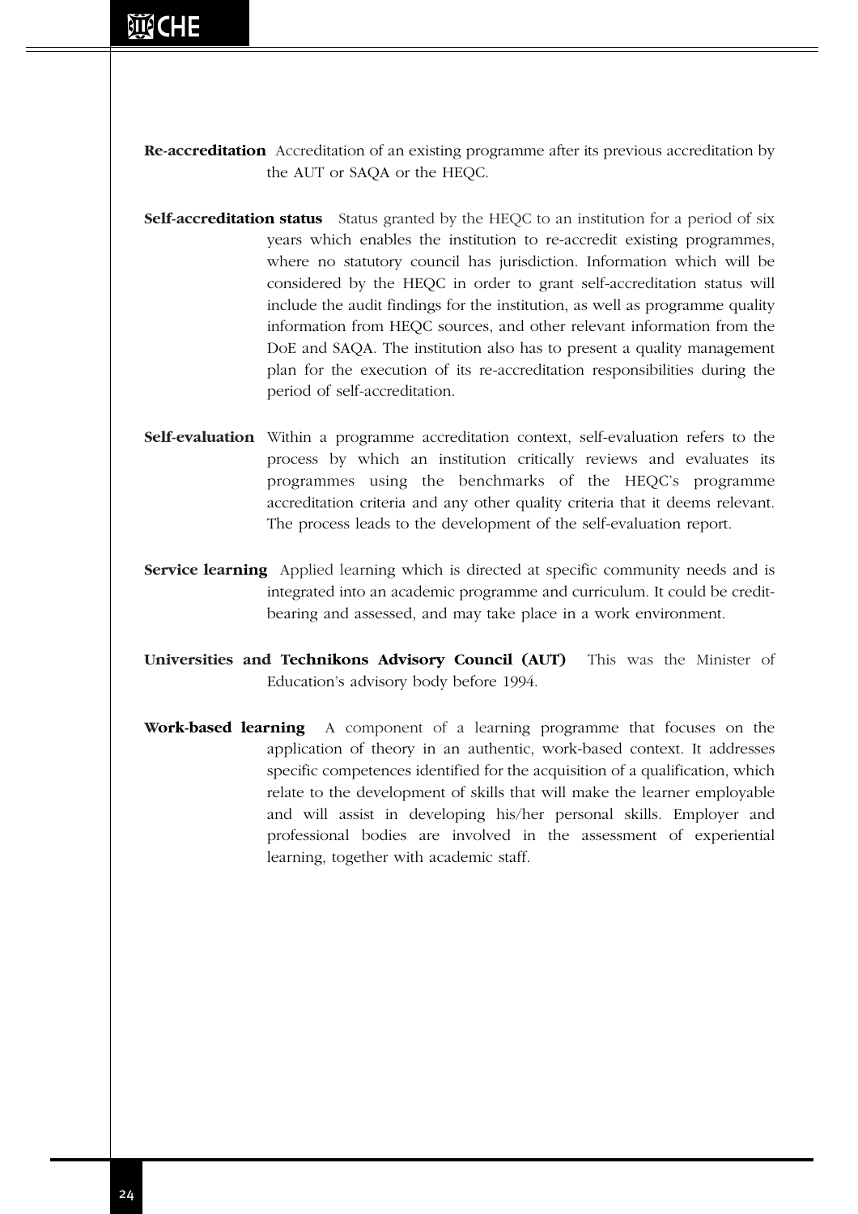**Re-accreditation** Accreditation of an existing programme after its previous accreditation by the AUT or SAQA or the HEQC.

**Self-accreditation status** Status granted by the HEQC to an institution for a period of six years which enables the institution to re-accredit existing programmes, where no statutory council has jurisdiction. Information which will be considered by the HEQC in order to grant self-accreditation status will include the audit findings for the institution, as well as programme quality information from HEQC sources, and other relevant information from the DoE and SAQA. The institution also has to present a quality management plan for the execution of its re-accreditation responsibilities during the period of self-accreditation.

**Self-evaluation** Within a programme accreditation context, self-evaluation refers to the process by which an institution critically reviews and evaluates its programmes using the benchmarks of the HEQC's programme accreditation criteria and any other quality criteria that it deems relevant. The process leads to the development of the self-evaluation report.

**Service learning** Applied learning which is directed at specific community needs and is integrated into an academic programme and curriculum. It could be credit-bearing and assessed, and may take place in a work environment.

**Universities and Technikons Advisory Council (AUT)** This was the Minister of Education's advisory body before 1994.

**Work-based learning** A component of a learning programme that focuses on the application of theory in an authentic, work-based context. It addresses specific competences identified for the acquisition of a qualification, which relate to the development of skills that will make the learner employable and will assist in developing his/her personal skills. Employer and professional bodies are involved in the assessment of experiential learning, together with academic staff.